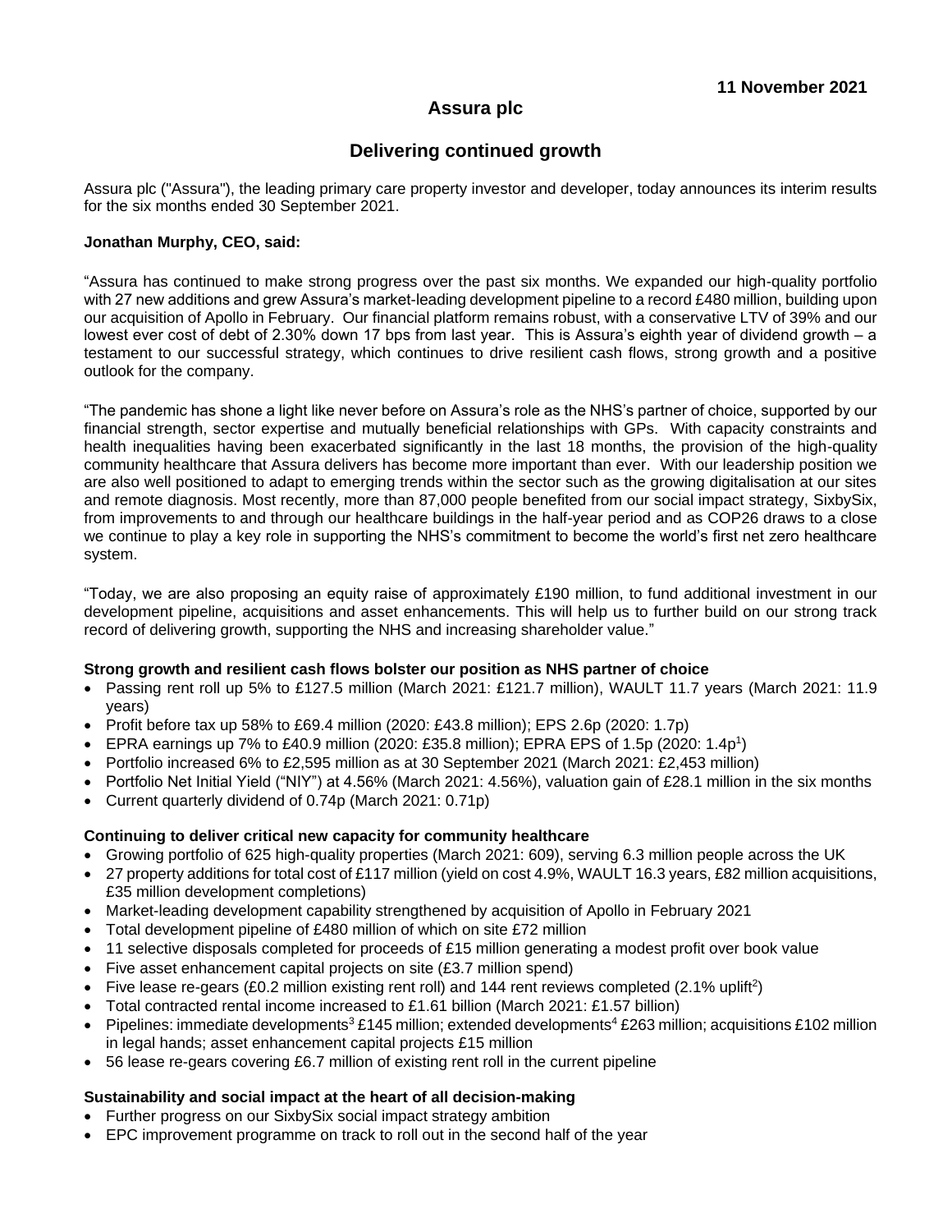**11 November 2021**

# Assura plc

## Delivering continued growth

Assura plc ("Assura"), the leading primary care property investor and developer, today announces its interim results for the six months ended 30 September 2021.

**Jonathan Murphy, CEO, said:**

"Assura has continued to make strong progress over the past six months. We expanded our high-quality portfolio with 27 new additions and grew Assura's market-leading development pipeline to a record £480 million, building upon our acquisition of Apollo in February. Our financial platform remains robust, with a conservative LTV of 39% and our lowest ever cost of debt of 2.30% down 17 bps from last year. This is Assura's eighth year of dividend growth – a testament to our successful strategy, which continues to drive resilient cash flows, strong growth and a positive outlook for the company.

"The pandemic has shone a light like never before on Assura's role as the NHS's partner of choice, supported by our financial strength, sector expertise and mutually beneficial relationships with GPs. With capacity constraints and health inequalities having been exacerbated significantly in the last 18 months, the provision of the high-quality community healthcare that Assura delivers has become more important than ever. With our leadership position we are also well positioned to adapt to emerging trends within the sector such as the growing digitalisation at our sites and remote diagnosis. Most recently, more than 87,000 people benefited from our social impact strategy, SixbySix, from improvements to and through our healthcare buildings in the half-year period and as COP26 draws to a close we continue to play a key role in supporting the NHS's commitment to become the world's first net zero healthcare system.

"Today, we are also proposing an equity raise of approximately £190 million, to fund additional investment in our development pipeline, acquisitions and asset enhancements. This will help us to further build on our strong track record of delivering growth, supporting the NHS and increasing shareholder value."

**Strong growth and resilient cash flows bolster our position as NHS partner of choice**

- Passing rent roll up 5% to £127.5 million (March 2021: £121.7 million), WAULT 11.7 years (March 2021: 11.9 years)
- Profit before tax up 58% to £69.4 million (2020: £43.8 million); EPS 2.6p (2020: 1.7p)
- EPRA earnings up 7% to £40.9 million (2020: £35.8 million); EPRA EPS of 1.5p (2020: 1.4p[1])
- Portfolio increased 6% to £2,595 million as at 30 September 2021 (March 2021: £2,453 million)
- Portfolio Net Initial Yield ("NIY") at 4.56% (March 2021: 4.56%), valuation gain of £28.1 million in the six months
- Current quarterly dividend of 0.74p (March 2021: 0.71p)

**Continuing to deliver critical new capacity for community healthcare**

- Growing portfolio of 625 high-quality properties (March 2021: 609), serving 6.3 million people across the UK
- 27 property additions for total cost of £117 million (yield on cost 4.9%, WAULT 16.3 years, £82 million acquisitions, £35 million development completions)
- Market-leading development capability strengthened by acquisition of Apollo in February 2021
- Total development pipeline of £480 million of which on site £72 million
- 11 selective disposals completed for proceeds of £15 million generating a modest profit over book value
- Five asset enhancement capital projects on site (£3.7 million spend)
- Five lease re-gears (£0.2 million existing rent roll) and 144 rent reviews completed (2.1% uplift[2])
- Total contracted rental income increased to £1.61 billion (March 2021: £1.57 billion)
- Pipelines: immediate developments[3] £145 million; extended developments[4] £263 million; acquisitions £102 million in legal hands; asset enhancement capital projects £15 million
- 56 lease re-gears covering £6.7 million of existing rent roll in the current pipeline

**Sustainability and social impact at the heart of all decision-making**

- Further progress on our SixbySix social impact strategy ambition
- EPC improvement programme on track to roll out in the second half of the year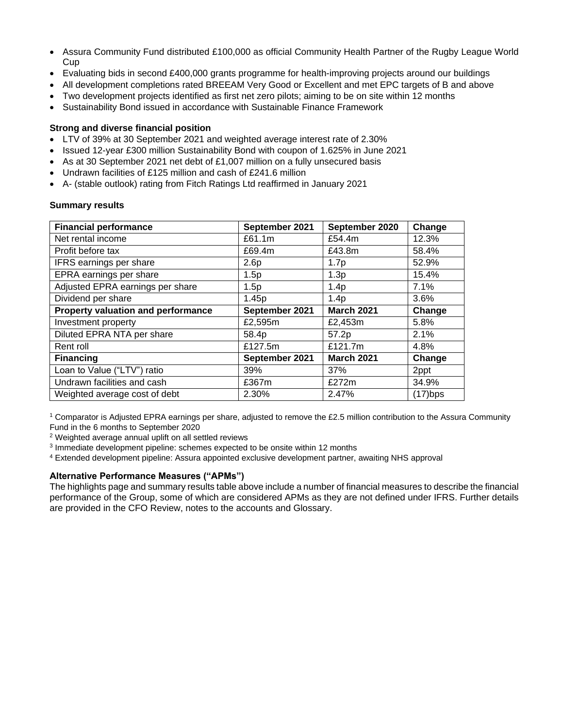- Assura Community Fund distributed £100,000 as official Community Health Partner of the Rugby League World Cup
- Evaluating bids in second £400,000 grants programme for health-improving projects around our buildings
- All development completions rated BREEAM Very Good or Excellent and met EPC targets of B and above
- Two development projects identified as first net zero pilots; aiming to be on site within 12 months
- Sustainability Bond issued in accordance with Sustainable Finance Framework

**Strong and diverse financial position**

- LTV of 39% at 30 September 2021 and weighted average interest rate of 2.30%
- Issued 12-year £300 million Sustainability Bond with coupon of 1.625% in June 2021
- As at 30 September 2021 net debt of £1,007 million on a fully unsecured basis
- Undrawn facilities of £125 million and cash of £241.6 million
- A- (stable outlook) rating from Fitch Ratings Ltd reaffirmed in January 2021

**Summary results**

| **Financial performance** | **September 2021** | **September 2020** | **Change** |
|---|---|---|---|
| Net rental income | £61.1m | £54.4m | 12.3% |
| Profit before tax | £69.4m | £43.8m | 58.4% |
| IFRS earnings per share | 2.6p | 1.7p | 52.9% |
| EPRA earnings per share | 1.5p | 1.3p | 15.4% |
| Adjusted EPRA earnings per share | 1.5p | 1.4p | 7.1% |
| Dividend per share | 1.45p | 1.4p | 3.6% |
| **Property valuation and performance** | **September 2021** | **March 2021** | **Change** |
| Investment property | £2,595m | £2,453m | 5.8% |
| Diluted EPRA NTA per share | 58.4p | 57.2p | 2.1% |
| Rent roll | £127.5m | £121.7m | 4.8% |
| **Financing** | **September 2021** | **March 2021** | **Change** |
| Loan to Value ("LTV") ratio | 39% | 37% | 2ppt |
| Undrawn facilities and cash | £367m | £272m | 34.9% |
| Weighted average cost of debt | 2.30% | 2.47% | (17)bps |

[1] Comparator is Adjusted EPRA earnings per share, adjusted to remove the £2.5 million contribution to the Assura Community Fund in the 6 months to September 2020

[2] Weighted average annual uplift on all settled reviews

[3] Immediate development pipeline: schemes expected to be onsite within 12 months

[4] Extended development pipeline: Assura appointed exclusive development partner, awaiting NHS approval

**Alternative Performance Measures ("APMs")**

The highlights page and summary results table above include a number of financial measures to describe the financial performance of the Group, some of which are considered APMs as they are not defined under IFRS. Further details are provided in the CFO Review, notes to the accounts and Glossary.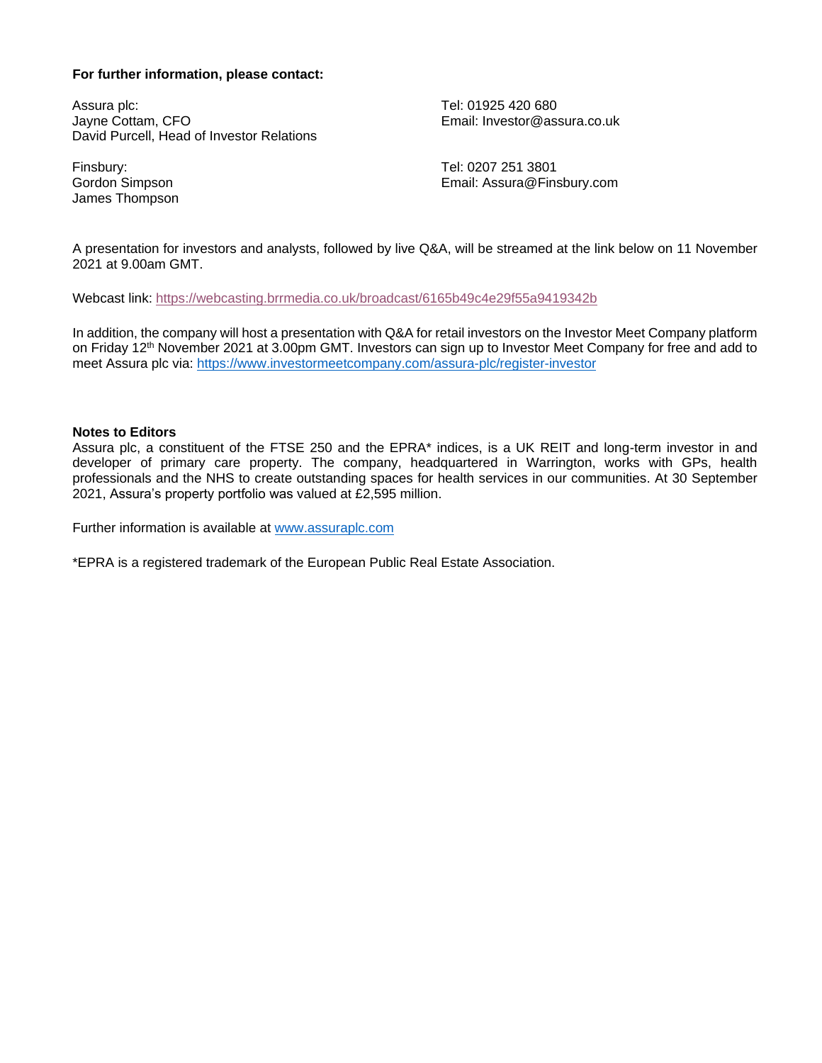**For further information, please contact:**

Assura plc:
Jayne Cottam, CFO
David Purcell, Head of Investor Relations

Tel: 01925 420 680
Email: Investor@assura.co.uk

Finsbury:
Gordon Simpson
James Thompson

Tel: 0207 251 3801
Email: Assura@Finsbury.com

A presentation for investors and analysts, followed by live Q&A, will be streamed at the link below on 11 November 2021 at 9.00am GMT.

Webcast link: https://webcasting.brrmedia.co.uk/broadcast/6165b49c4e29f55a9419342b

In addition, the company will host a presentation with Q&A for retail investors on the Investor Meet Company platform on Friday 12th November 2021 at 3.00pm GMT. Investors can sign up to Investor Meet Company for free and add to meet Assura plc via: https://www.investormeetcompany.com/assura-plc/register-investor

**Notes to Editors**

Assura plc, a constituent of the FTSE 250 and the EPRA* indices, is a UK REIT and long-term investor in and developer of primary care property. The company, headquartered in Warrington, works with GPs, health professionals and the NHS to create outstanding spaces for health services in our communities. At 30 September 2021, Assura's property portfolio was valued at £2,595 million.

Further information is available at www.assuraplc.com

*EPRA is a registered trademark of the European Public Real Estate Association.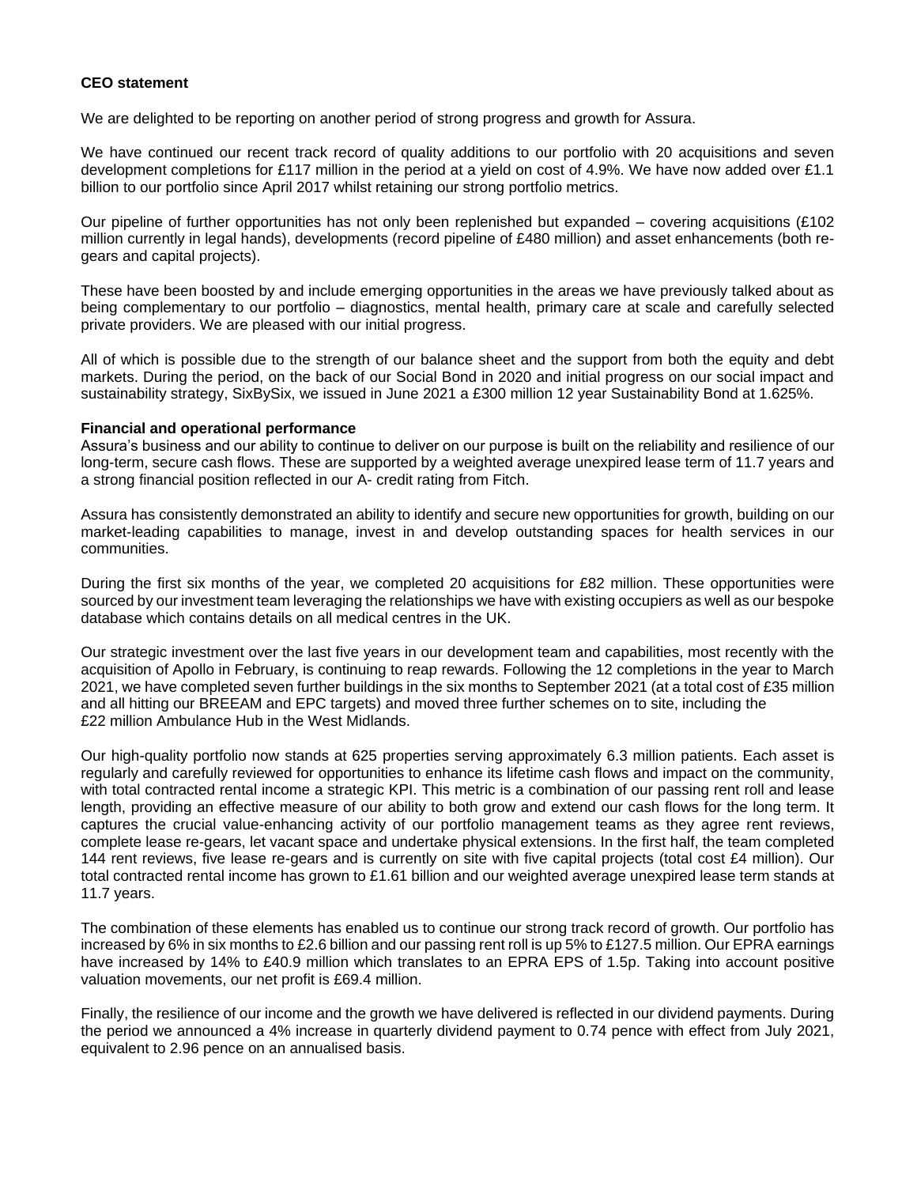**CEO statement**

We are delighted to be reporting on another period of strong progress and growth for Assura.

We have continued our recent track record of quality additions to our portfolio with 20 acquisitions and seven development completions for £117 million in the period at a yield on cost of 4.9%. We have now added over £1.1 billion to our portfolio since April 2017 whilst retaining our strong portfolio metrics.

Our pipeline of further opportunities has not only been replenished but expanded – covering acquisitions (£102 million currently in legal hands), developments (record pipeline of £480 million) and asset enhancements (both re-gears and capital projects).

These have been boosted by and include emerging opportunities in the areas we have previously talked about as being complementary to our portfolio – diagnostics, mental health, primary care at scale and carefully selected private providers. We are pleased with our initial progress.

All of which is possible due to the strength of our balance sheet and the support from both the equity and debt markets. During the period, on the back of our Social Bond in 2020 and initial progress on our social impact and sustainability strategy, SixBySix, we issued in June 2021 a £300 million 12 year Sustainability Bond at 1.625%.

**Financial and operational performance**

Assura's business and our ability to continue to deliver on our purpose is built on the reliability and resilience of our long-term, secure cash flows. These are supported by a weighted average unexpired lease term of 11.7 years and a strong financial position reflected in our A- credit rating from Fitch.

Assura has consistently demonstrated an ability to identify and secure new opportunities for growth, building on our market-leading capabilities to manage, invest in and develop outstanding spaces for health services in our communities.

During the first six months of the year, we completed 20 acquisitions for £82 million. These opportunities were sourced by our investment team leveraging the relationships we have with existing occupiers as well as our bespoke database which contains details on all medical centres in the UK.

Our strategic investment over the last five years in our development team and capabilities, most recently with the acquisition of Apollo in February, is continuing to reap rewards. Following the 12 completions in the year to March 2021, we have completed seven further buildings in the six months to September 2021 (at a total cost of £35 million and all hitting our BREEAM and EPC targets) and moved three further schemes on to site, including the £22 million Ambulance Hub in the West Midlands.

Our high-quality portfolio now stands at 625 properties serving approximately 6.3 million patients. Each asset is regularly and carefully reviewed for opportunities to enhance its lifetime cash flows and impact on the community, with total contracted rental income a strategic KPI. This metric is a combination of our passing rent roll and lease length, providing an effective measure of our ability to both grow and extend our cash flows for the long term. It captures the crucial value-enhancing activity of our portfolio management teams as they agree rent reviews, complete lease re-gears, let vacant space and undertake physical extensions. In the first half, the team completed 144 rent reviews, five lease re-gears and is currently on site with five capital projects (total cost £4 million). Our total contracted rental income has grown to £1.61 billion and our weighted average unexpired lease term stands at 11.7 years.

The combination of these elements has enabled us to continue our strong track record of growth. Our portfolio has increased by 6% in six months to £2.6 billion and our passing rent roll is up 5% to £127.5 million. Our EPRA earnings have increased by 14% to £40.9 million which translates to an EPRA EPS of 1.5p. Taking into account positive valuation movements, our net profit is £69.4 million.

Finally, the resilience of our income and the growth we have delivered is reflected in our dividend payments. During the period we announced a 4% increase in quarterly dividend payment to 0.74 pence with effect from July 2021, equivalent to 2.96 pence on an annualised basis.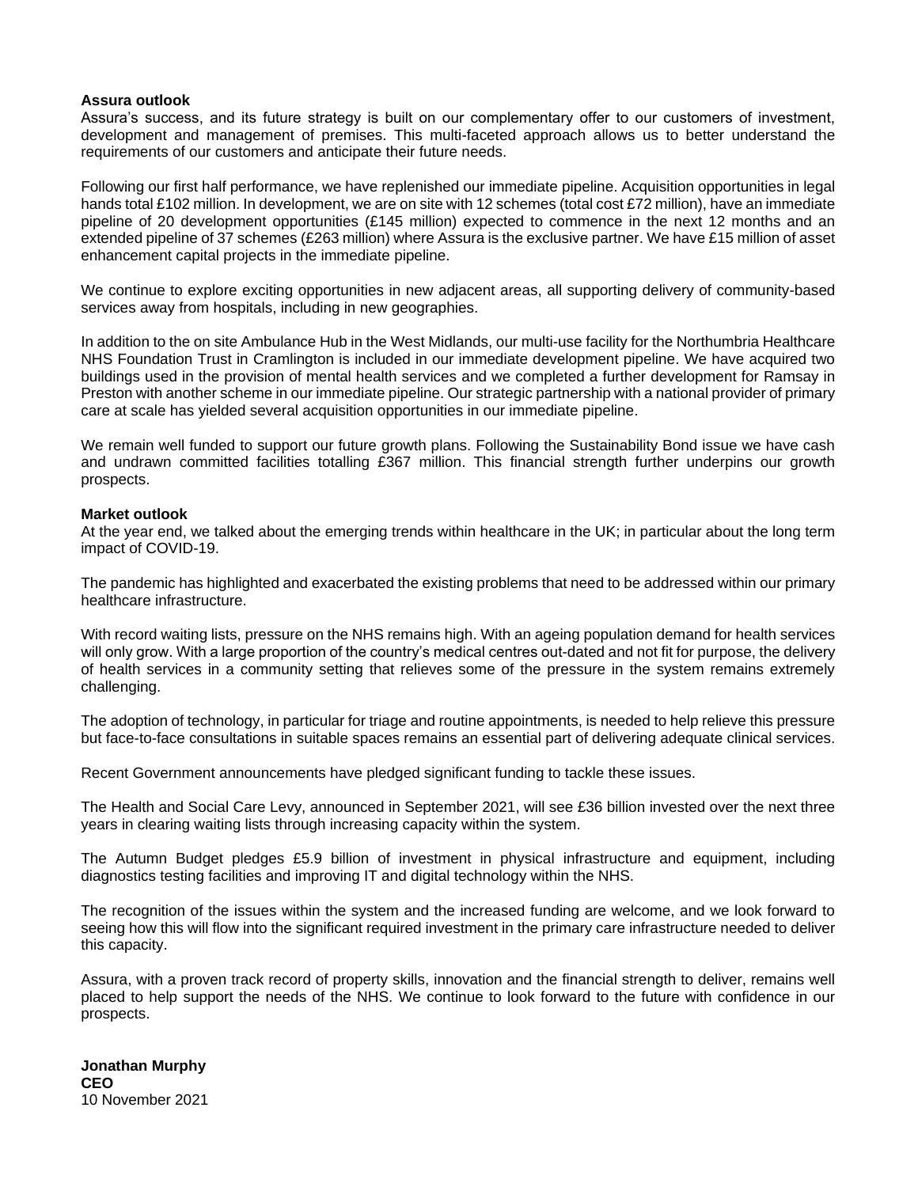**Assura outlook**

Assura's success, and its future strategy is built on our complementary offer to our customers of investment, development and management of premises. This multi-faceted approach allows us to better understand the requirements of our customers and anticipate their future needs.

Following our first half performance, we have replenished our immediate pipeline. Acquisition opportunities in legal hands total £102 million. In development, we are on site with 12 schemes (total cost £72 million), have an immediate pipeline of 20 development opportunities (£145 million) expected to commence in the next 12 months and an extended pipeline of 37 schemes (£263 million) where Assura is the exclusive partner. We have £15 million of asset enhancement capital projects in the immediate pipeline.

We continue to explore exciting opportunities in new adjacent areas, all supporting delivery of community-based services away from hospitals, including in new geographies.

In addition to the on site Ambulance Hub in the West Midlands, our multi-use facility for the Northumbria Healthcare NHS Foundation Trust in Cramlington is included in our immediate development pipeline. We have acquired two buildings used in the provision of mental health services and we completed a further development for Ramsay in Preston with another scheme in our immediate pipeline. Our strategic partnership with a national provider of primary care at scale has yielded several acquisition opportunities in our immediate pipeline.

We remain well funded to support our future growth plans. Following the Sustainability Bond issue we have cash and undrawn committed facilities totalling £367 million. This financial strength further underpins our growth prospects.

**Market outlook**

At the year end, we talked about the emerging trends within healthcare in the UK; in particular about the long term impact of COVID-19.

The pandemic has highlighted and exacerbated the existing problems that need to be addressed within our primary healthcare infrastructure.

With record waiting lists, pressure on the NHS remains high. With an ageing population demand for health services will only grow. With a large proportion of the country's medical centres out-dated and not fit for purpose, the delivery of health services in a community setting that relieves some of the pressure in the system remains extremely challenging.

The adoption of technology, in particular for triage and routine appointments, is needed to help relieve this pressure but face-to-face consultations in suitable spaces remains an essential part of delivering adequate clinical services.

Recent Government announcements have pledged significant funding to tackle these issues.

The Health and Social Care Levy, announced in September 2021, will see £36 billion invested over the next three years in clearing waiting lists through increasing capacity within the system.

The Autumn Budget pledges £5.9 billion of investment in physical infrastructure and equipment, including diagnostics testing facilities and improving IT and digital technology within the NHS.

The recognition of the issues within the system and the increased funding are welcome, and we look forward to seeing how this will flow into the significant required investment in the primary care infrastructure needed to deliver this capacity.

Assura, with a proven track record of property skills, innovation and the financial strength to deliver, remains well placed to help support the needs of the NHS. We continue to look forward to the future with confidence in our prospects.

**Jonathan Murphy**
**CEO**
10 November 2021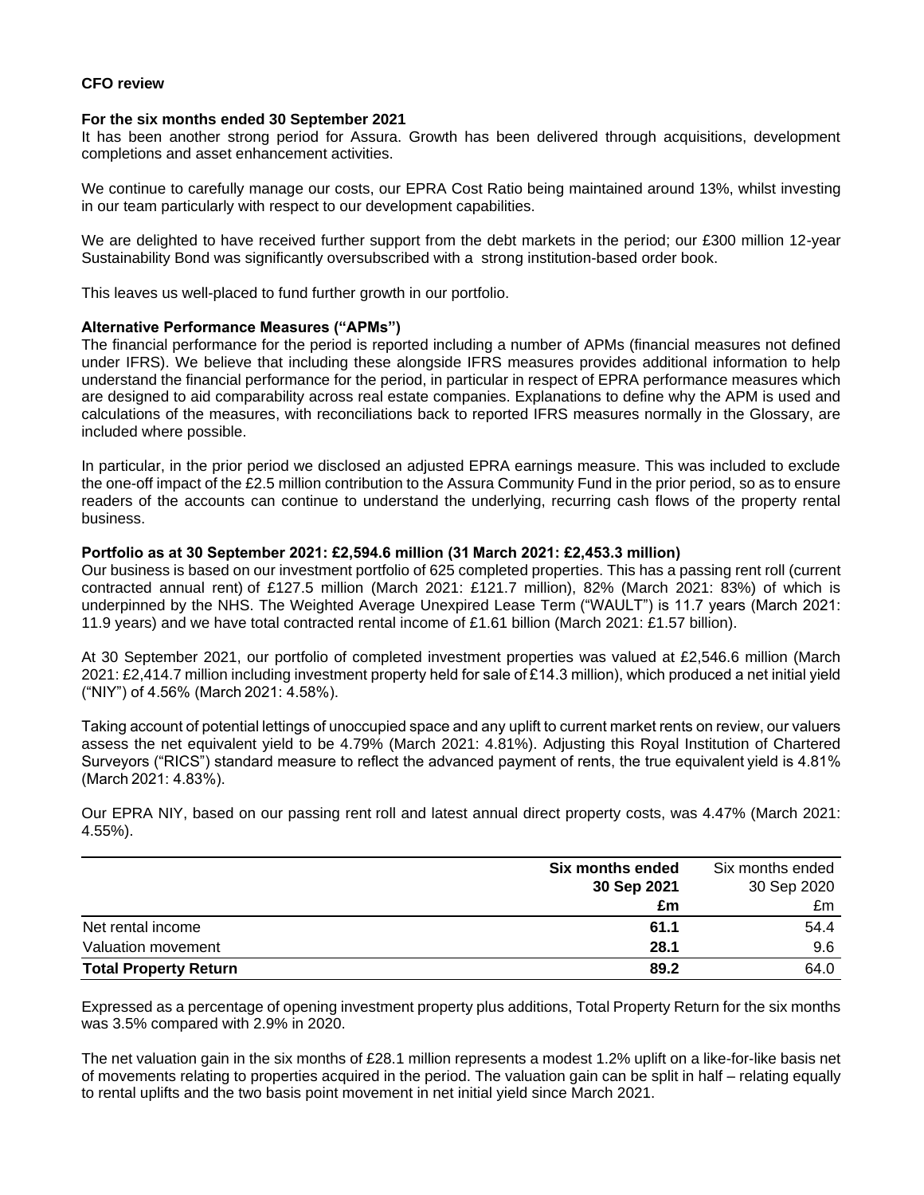## CFO review

### For the six months ended 30 September 2021

It has been another strong period for Assura. Growth has been delivered through acquisitions, development completions and asset enhancement activities.

We continue to carefully manage our costs, our EPRA Cost Ratio being maintained around 13%, whilst investing in our team particularly with respect to our development capabilities.

We are delighted to have received further support from the debt markets in the period; our £300 million 12-year Sustainability Bond was significantly oversubscribed with a strong institution-based order book.

This leaves us well-placed to fund further growth in our portfolio.

### Alternative Performance Measures ("APMs")

The financial performance for the period is reported including a number of APMs (financial measures not defined under IFRS). We believe that including these alongside IFRS measures provides additional information to help understand the financial performance for the period, in particular in respect of EPRA performance measures which are designed to aid comparability across real estate companies. Explanations to define why the APM is used and calculations of the measures, with reconciliations back to reported IFRS measures normally in the Glossary, are included where possible.

In particular, in the prior period we disclosed an adjusted EPRA earnings measure. This was included to exclude the one-off impact of the £2.5 million contribution to the Assura Community Fund in the prior period, so as to ensure readers of the accounts can continue to understand the underlying, recurring cash flows of the property rental business.

### Portfolio as at 30 September 2021: £2,594.6 million (31 March 2021: £2,453.3 million)

Our business is based on our investment portfolio of 625 completed properties. This has a passing rent roll (current contracted annual rent) of £127.5 million (March 2021: £121.7 million), 82% (March 2021: 83%) of which is underpinned by the NHS. The Weighted Average Unexpired Lease Term ("WAULT") is 11.7 years (March 2021: 11.9 years) and we have total contracted rental income of £1.61 billion (March 2021: £1.57 billion).

At 30 September 2021, our portfolio of completed investment properties was valued at £2,546.6 million (March 2021: £2,414.7 million including investment property held for sale of £14.3 million), which produced a net initial yield ("NIY") of 4.56% (March 2021: 4.58%).

Taking account of potential lettings of unoccupied space and any uplift to current market rents on review, our valuers assess the net equivalent yield to be 4.79% (March 2021: 4.81%). Adjusting this Royal Institution of Chartered Surveyors ("RICS") standard measure to reflect the advanced payment of rents, the true equivalent yield is 4.81% (March 2021: 4.83%).

Our EPRA NIY, based on our passing rent roll and latest annual direct property costs, was 4.47% (March 2021: 4.55%).

| | **Six months ended 30 Sep 2021 £m** | Six months ended 30 Sep 2020 £m |
|---|---|---|
| Net rental income | **61.1** | 54.4 |
| Valuation movement | **28.1** | 9.6 |
| **Total Property Return** | **89.2** | 64.0 |

Expressed as a percentage of opening investment property plus additions, Total Property Return for the six months was 3.5% compared with 2.9% in 2020.

The net valuation gain in the six months of £28.1 million represents a modest 1.2% uplift on a like-for-like basis net of movements relating to properties acquired in the period. The valuation gain can be split in half – relating equally to rental uplifts and the two basis point movement in net initial yield since March 2021.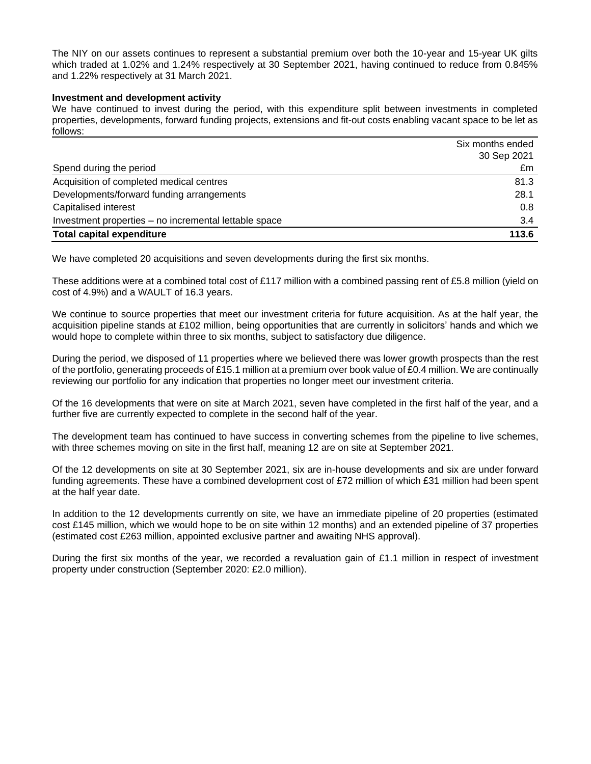The NIY on our assets continues to represent a substantial premium over both the 10-year and 15-year UK gilts which traded at 1.02% and 1.24% respectively at 30 September 2021, having continued to reduce from 0.845% and 1.22% respectively at 31 March 2021.

**Investment and development activity**

We have continued to invest during the period, with this expenditure split between investments in completed properties, developments, forward funding projects, extensions and fit-out costs enabling vacant space to be let as follows:

| Spend during the period | Six months ended 30 Sep 2021 £m |
|---|---|
| Acquisition of completed medical centres | 81.3 |
| Developments/forward funding arrangements | 28.1 |
| Capitalised interest | 0.8 |
| Investment properties – no incremental lettable space | 3.4 |
| **Total capital expenditure** | **113.6** |

We have completed 20 acquisitions and seven developments during the first six months.

These additions were at a combined total cost of £117 million with a combined passing rent of £5.8 million (yield on cost of 4.9%) and a WAULT of 16.3 years.

We continue to source properties that meet our investment criteria for future acquisition. As at the half year, the acquisition pipeline stands at £102 million, being opportunities that are currently in solicitors' hands and which we would hope to complete within three to six months, subject to satisfactory due diligence.

During the period, we disposed of 11 properties where we believed there was lower growth prospects than the rest of the portfolio, generating proceeds of £15.1 million at a premium over book value of £0.4 million. We are continually reviewing our portfolio for any indication that properties no longer meet our investment criteria.

Of the 16 developments that were on site at March 2021, seven have completed in the first half of the year, and a further five are currently expected to complete in the second half of the year.

The development team has continued to have success in converting schemes from the pipeline to live schemes, with three schemes moving on site in the first half, meaning 12 are on site at September 2021.

Of the 12 developments on site at 30 September 2021, six are in-house developments and six are under forward funding agreements. These have a combined development cost of £72 million of which £31 million had been spent at the half year date.

In addition to the 12 developments currently on site, we have an immediate pipeline of 20 properties (estimated cost £145 million, which we would hope to be on site within 12 months) and an extended pipeline of 37 properties (estimated cost £263 million, appointed exclusive partner and awaiting NHS approval).

During the first six months of the year, we recorded a revaluation gain of £1.1 million in respect of investment property under construction (September 2020: £2.0 million).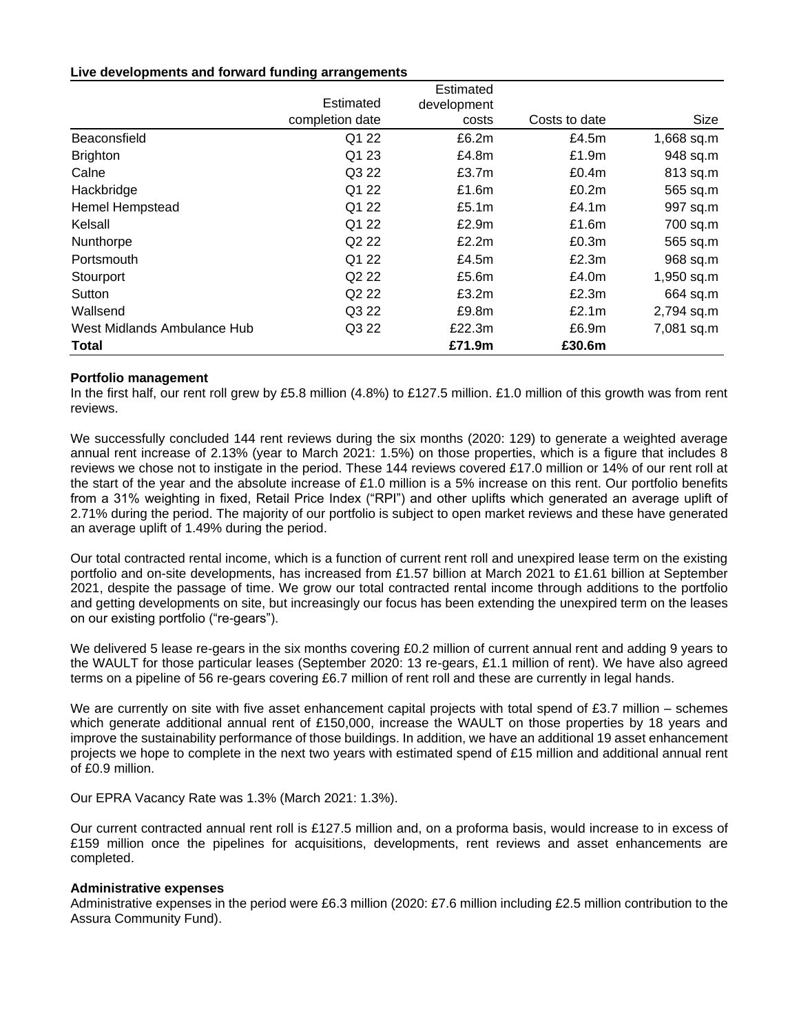**Live developments and forward funding arrangements**

| | Estimated completion date | Estimated development costs | Costs to date | Size |
|---|---|---|---|---|
| Beaconsfield | Q1 22 | £6.2m | £4.5m | 1,668 sq.m |
| Brighton | Q1 23 | £4.8m | £1.9m | 948 sq.m |
| Calne | Q3 22 | £3.7m | £0.4m | 813 sq.m |
| Hackbridge | Q1 22 | £1.6m | £0.2m | 565 sq.m |
| Hemel Hempstead | Q1 22 | £5.1m | £4.1m | 997 sq.m |
| Kelsall | Q1 22 | £2.9m | £1.6m | 700 sq.m |
| Nunthorpe | Q2 22 | £2.2m | £0.3m | 565 sq.m |
| Portsmouth | Q1 22 | £4.5m | £2.3m | 968 sq.m |
| Stourport | Q2 22 | £5.6m | £4.0m | 1,950 sq.m |
| Sutton | Q2 22 | £3.2m | £2.3m | 664 sq.m |
| Wallsend | Q3 22 | £9.8m | £2.1m | 2,794 sq.m |
| West Midlands Ambulance Hub | Q3 22 | £22.3m | £6.9m | 7,081 sq.m |
| **Total** | | **£71.9m** | **£30.6m** | |

**Portfolio management**

In the first half, our rent roll grew by £5.8 million (4.8%) to £127.5 million. £1.0 million of this growth was from rent reviews.

We successfully concluded 144 rent reviews during the six months (2020: 129) to generate a weighted average annual rent increase of 2.13% (year to March 2021: 1.5%) on those properties, which is a figure that includes 8 reviews we chose not to instigate in the period. These 144 reviews covered £17.0 million or 14% of our rent roll at the start of the year and the absolute increase of £1.0 million is a 5% increase on this rent. Our portfolio benefits from a 31% weighting in fixed, Retail Price Index ("RPI") and other uplifts which generated an average uplift of 2.71% during the period. The majority of our portfolio is subject to open market reviews and these have generated an average uplift of 1.49% during the period.

Our total contracted rental income, which is a function of current rent roll and unexpired lease term on the existing portfolio and on-site developments, has increased from £1.57 billion at March 2021 to £1.61 billion at September 2021, despite the passage of time. We grow our total contracted rental income through additions to the portfolio and getting developments on site, but increasingly our focus has been extending the unexpired term on the leases on our existing portfolio ("re-gears").

We delivered 5 lease re-gears in the six months covering £0.2 million of current annual rent and adding 9 years to the WAULT for those particular leases (September 2020: 13 re-gears, £1.1 million of rent). We have also agreed terms on a pipeline of 56 re-gears covering £6.7 million of rent roll and these are currently in legal hands.

We are currently on site with five asset enhancement capital projects with total spend of £3.7 million – schemes which generate additional annual rent of £150,000, increase the WAULT on those properties by 18 years and improve the sustainability performance of those buildings. In addition, we have an additional 19 asset enhancement projects we hope to complete in the next two years with estimated spend of £15 million and additional annual rent of £0.9 million.

Our EPRA Vacancy Rate was 1.3% (March 2021: 1.3%).

Our current contracted annual rent roll is £127.5 million and, on a proforma basis, would increase to in excess of £159 million once the pipelines for acquisitions, developments, rent reviews and asset enhancements are completed.

**Administrative expenses**

Administrative expenses in the period were £6.3 million (2020: £7.6 million including £2.5 million contribution to the Assura Community Fund).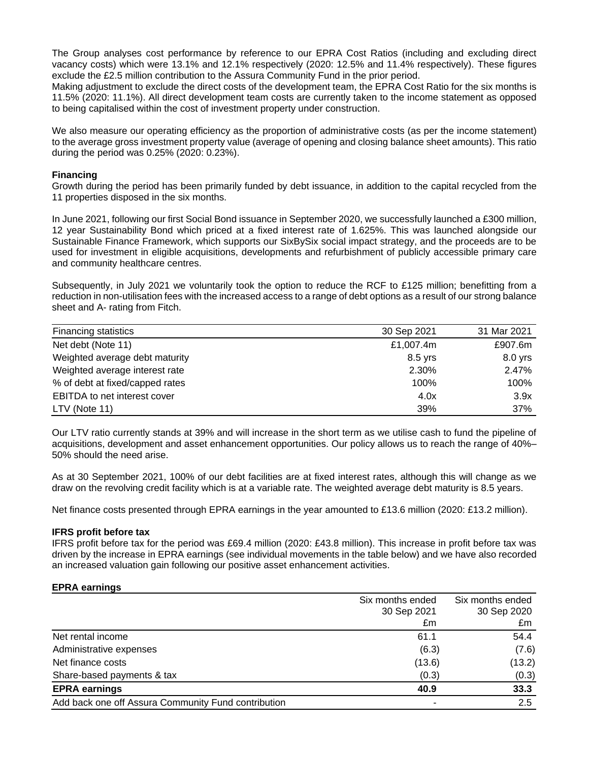The Group analyses cost performance by reference to our EPRA Cost Ratios (including and excluding direct vacancy costs) which were 13.1% and 12.1% respectively (2020: 12.5% and 11.4% respectively). These figures exclude the £2.5 million contribution to the Assura Community Fund in the prior period.
Making adjustment to exclude the direct costs of the development team, the EPRA Cost Ratio for the six months is 11.5% (2020: 11.1%). All direct development team costs are currently taken to the income statement as opposed to being capitalised within the cost of investment property under construction.

We also measure our operating efficiency as the proportion of administrative costs (as per the income statement) to the average gross investment property value (average of opening and closing balance sheet amounts). This ratio during the period was 0.25% (2020: 0.23%).

**Financing**

Growth during the period has been primarily funded by debt issuance, in addition to the capital recycled from the 11 properties disposed in the six months.

In June 2021, following our first Social Bond issuance in September 2020, we successfully launched a £300 million, 12 year Sustainability Bond which priced at a fixed interest rate of 1.625%. This was launched alongside our Sustainable Finance Framework, which supports our SixBySix social impact strategy, and the proceeds are to be used for investment in eligible acquisitions, developments and refurbishment of publicly accessible primary care and community healthcare centres.

Subsequently, in July 2021 we voluntarily took the option to reduce the RCF to £125 million; benefitting from a reduction in non-utilisation fees with the increased access to a range of debt options as a result of our strong balance sheet and A- rating from Fitch.

| Financing statistics | 30 Sep 2021 | 31 Mar 2021 |
|---|---|---|
| Net debt (Note 11) | £1,007.4m | £907.6m |
| Weighted average debt maturity | 8.5 yrs | 8.0 yrs |
| Weighted average interest rate | 2.30% | 2.47% |
| % of debt at fixed/capped rates | 100% | 100% |
| EBITDA to net interest cover | 4.0x | 3.9x |
| LTV (Note 11) | 39% | 37% |

Our LTV ratio currently stands at 39% and will increase in the short term as we utilise cash to fund the pipeline of acquisitions, development and asset enhancement opportunities. Our policy allows us to reach the range of 40%–50% should the need arise.

As at 30 September 2021, 100% of our debt facilities are at fixed interest rates, although this will change as we draw on the revolving credit facility which is at a variable rate. The weighted average debt maturity is 8.5 years.

Net finance costs presented through EPRA earnings in the year amounted to £13.6 million (2020: £13.2 million).

**IFRS profit before tax**

IFRS profit before tax for the period was £69.4 million (2020: £43.8 million). This increase in profit before tax was driven by the increase in EPRA earnings (see individual movements in the table below) and we have also recorded an increased valuation gain following our positive asset enhancement activities.

**EPRA earnings**

| | Six months ended 30 Sep 2021 £m | Six months ended 30 Sep 2020 £m |
|---|---|---|
| Net rental income | 61.1 | 54.4 |
| Administrative expenses | (6.3) | (7.6) |
| Net finance costs | (13.6) | (13.2) |
| Share-based payments & tax | (0.3) | (0.3) |
| **EPRA earnings** | **40.9** | **33.3** |
| Add back one off Assura Community Fund contribution | - | 2.5 |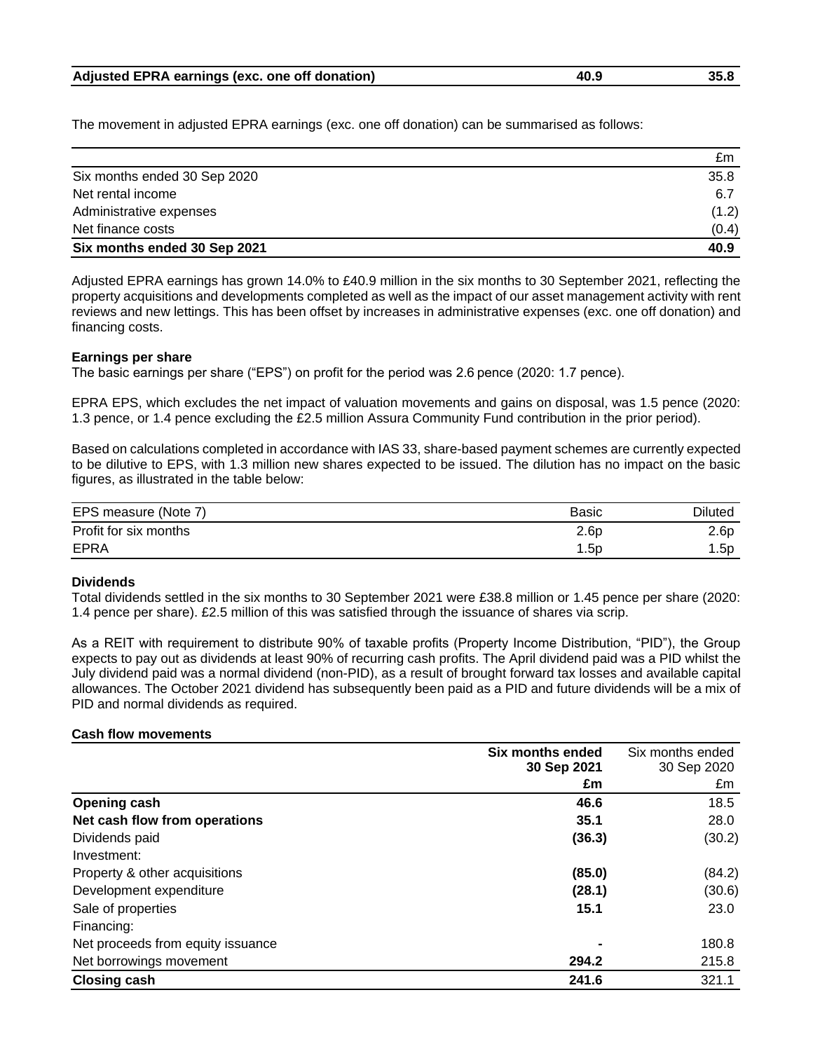| Adjusted EPRA earnings (exc. one off donation) | 40.9 | 35.8 |
|---|---|---|

The movement in adjusted EPRA earnings (exc. one off donation) can be summarised as follows:

| | £m |
|---|---|
| Six months ended 30 Sep 2020 | 35.8 |
| Net rental income | 6.7 |
| Administrative expenses | (1.2) |
| Net finance costs | (0.4) |
| **Six months ended 30 Sep 2021** | **40.9** |

Adjusted EPRA earnings has grown 14.0% to £40.9 million in the six months to 30 September 2021, reflecting the property acquisitions and developments completed as well as the impact of our asset management activity with rent reviews and new lettings. This has been offset by increases in administrative expenses (exc. one off donation) and financing costs.

**Earnings per share**

The basic earnings per share ("EPS") on profit for the period was 2.6 pence (2020: 1.7 pence).

EPRA EPS, which excludes the net impact of valuation movements and gains on disposal, was 1.5 pence (2020: 1.3 pence, or 1.4 pence excluding the £2.5 million Assura Community Fund contribution in the prior period).

Based on calculations completed in accordance with IAS 33, share-based payment schemes are currently expected to be dilutive to EPS, with 1.3 million new shares expected to be issued. The dilution has no impact on the basic figures, as illustrated in the table below:

| EPS measure (Note 7) | Basic | Diluted |
|---|---|---|
| Profit for six months | 2.6p | 2.6p |
| EPRA | 1.5p | 1.5p |

**Dividends**

Total dividends settled in the six months to 30 September 2021 were £38.8 million or 1.45 pence per share (2020: 1.4 pence per share). £2.5 million of this was satisfied through the issuance of shares via scrip.

As a REIT with requirement to distribute 90% of taxable profits (Property Income Distribution, "PID"), the Group expects to pay out as dividends at least 90% of recurring cash profits. The April dividend paid was a PID whilst the July dividend paid was a normal dividend (non-PID), as a result of brought forward tax losses and available capital allowances. The October 2021 dividend has subsequently been paid as a PID and future dividends will be a mix of PID and normal dividends as required.

**Cash flow movements**

| | **Six months ended 30 Sep 2021** | Six months ended 30 Sep 2020 |
|---|---|---|
| | **£m** | £m |
| **Opening cash** | **46.6** | 18.5 |
| **Net cash flow from operations** | **35.1** | 28.0 |
| Dividends paid | **(36.3)** | (30.2) |
| Investment: | | |
| Property & other acquisitions | **(85.0)** | (84.2) |
| Development expenditure | **(28.1)** | (30.6) |
| Sale of properties | **15.1** | 23.0 |
| Financing: | | |
| Net proceeds from equity issuance | **-** | 180.8 |
| Net borrowings movement | **294.2** | 215.8 |
| **Closing cash** | **241.6** | 321.1 |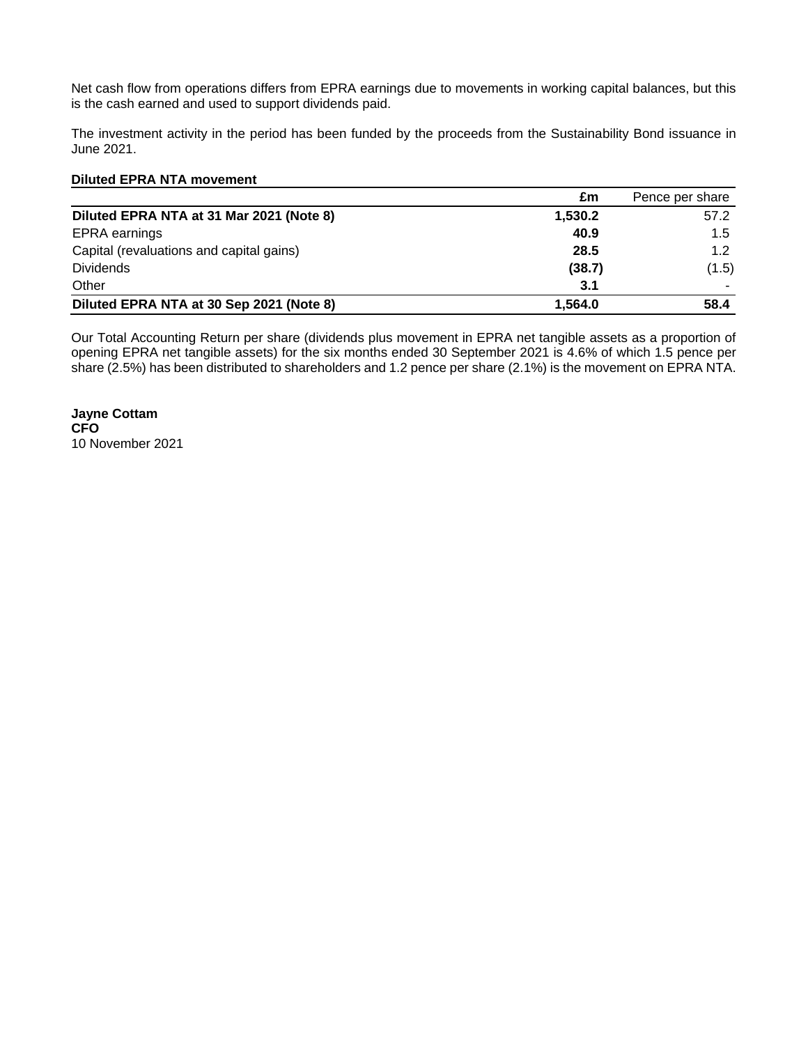Net cash flow from operations differs from EPRA earnings due to movements in working capital balances, but this is the cash earned and used to support dividends paid.

The investment activity in the period has been funded by the proceeds from the Sustainability Bond issuance in June 2021.

**Diluted EPRA NTA movement**

| | £m | Pence per share |
|---|---|---|
| **Diluted EPRA NTA at 31 Mar 2021 (Note 8)** | **1,530.2** | 57.2 |
| EPRA earnings | **40.9** | 1.5 |
| Capital (revaluations and capital gains) | **28.5** | 1.2 |
| Dividends | **(38.7)** | (1.5) |
| Other | **3.1** | - |
| **Diluted EPRA NTA at 30 Sep 2021 (Note 8)** | **1,564.0** | **58.4** |

Our Total Accounting Return per share (dividends plus movement in EPRA net tangible assets as a proportion of opening EPRA net tangible assets) for the six months ended 30 September 2021 is 4.6% of which 1.5 pence per share (2.5%) has been distributed to shareholders and 1.2 pence per share (2.1%) is the movement on EPRA NTA.

**Jayne Cottam**
**CFO**
10 November 2021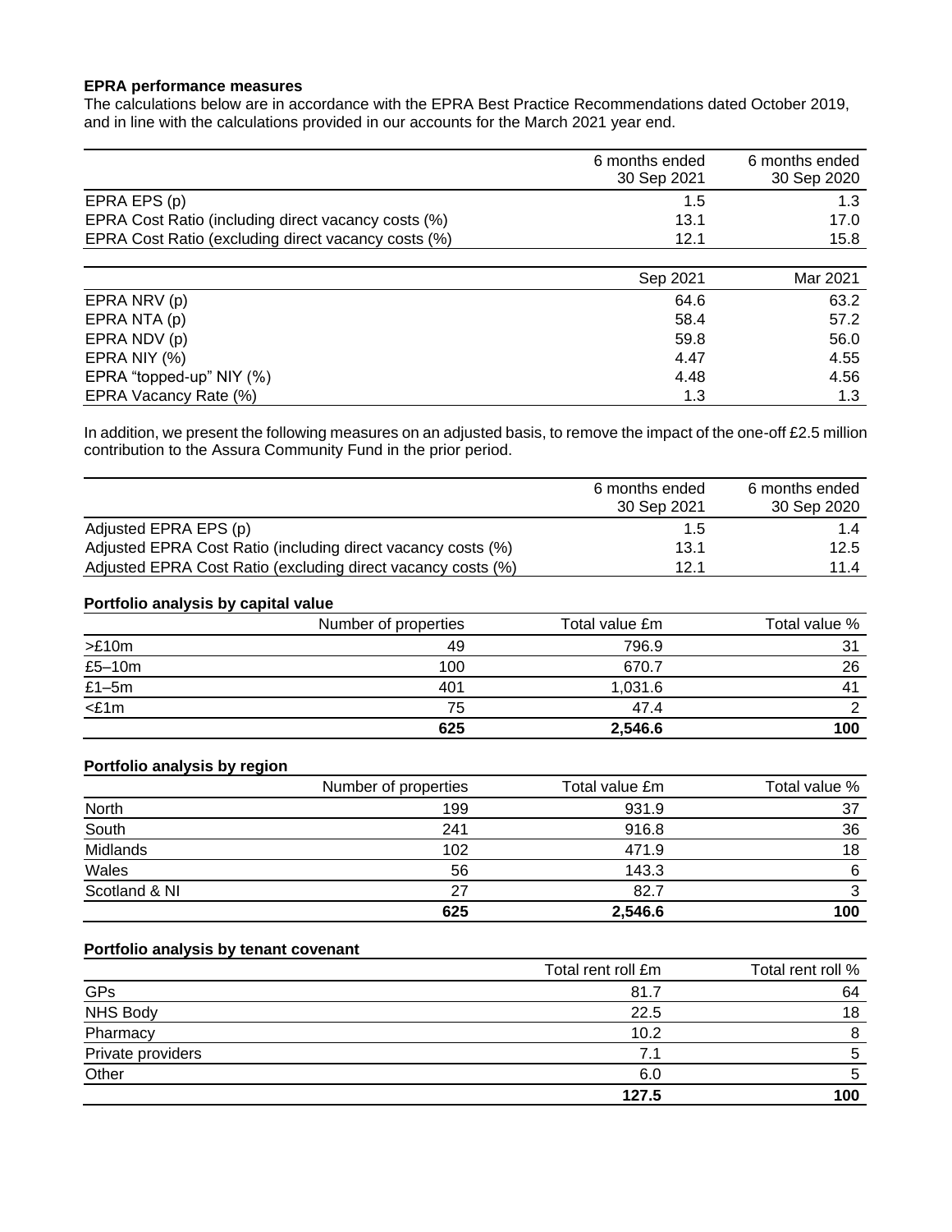**EPRA performance measures**

The calculations below are in accordance with the EPRA Best Practice Recommendations dated October 2019, and in line with the calculations provided in our accounts for the March 2021 year end.

| | 6 months ended 30 Sep 2021 | 6 months ended 30 Sep 2020 |
|---|---|---|
| EPRA EPS (p) | 1.5 | 1.3 |
| EPRA Cost Ratio (including direct vacancy costs (%) | 13.1 | 17.0 |
| EPRA Cost Ratio (excluding direct vacancy costs (%) | 12.1 | 15.8 |

| | Sep 2021 | Mar 2021 |
|---|---|---|
| EPRA NRV (p) | 64.6 | 63.2 |
| EPRA NTA (p) | 58.4 | 57.2 |
| EPRA NDV (p) | 59.8 | 56.0 |
| EPRA NIY (%) | 4.47 | 4.55 |
| EPRA "topped-up" NIY (%) | 4.48 | 4.56 |
| EPRA Vacancy Rate (%) | 1.3 | 1.3 |

In addition, we present the following measures on an adjusted basis, to remove the impact of the one-off £2.5 million contribution to the Assura Community Fund in the prior period.

| | 6 months ended 30 Sep 2021 | 6 months ended 30 Sep 2020 |
|---|---|---|
| Adjusted EPRA EPS (p) | 1.5 | 1.4 |
| Adjusted EPRA Cost Ratio (including direct vacancy costs) (%) | 13.1 | 12.5 |
| Adjusted EPRA Cost Ratio (excluding direct vacancy costs) (%) | 12.1 | 11.4 |

**Portfolio analysis by capital value**

| | Number of properties | Total value £m | Total value % |
|---|---|---|---|
| >£10m | 49 | 796.9 | 31 |
| £5–10m | 100 | 670.7 | 26 |
| £1–5m | 401 | 1,031.6 | 41 |
| <£1m | 75 | 47.4 | 2 |
| | **625** | **2,546.6** | **100** |

**Portfolio analysis by region**

| | Number of properties | Total value £m | Total value % |
|---|---|---|---|
| North | 199 | 931.9 | 37 |
| South | 241 | 916.8 | 36 |
| Midlands | 102 | 471.9 | 18 |
| Wales | 56 | 143.3 | 6 |
| Scotland & NI | 27 | 82.7 | 3 |
| | **625** | **2,546.6** | **100** |

**Portfolio analysis by tenant covenant**

| | Total rent roll £m | Total rent roll % |
|---|---|---|
| GPs | 81.7 | 64 |
| NHS Body | 22.5 | 18 |
| Pharmacy | 10.2 | 8 |
| Private providers | 7.1 | 5 |
| Other | 6.0 | 5 |
| | **127.5** | **100** |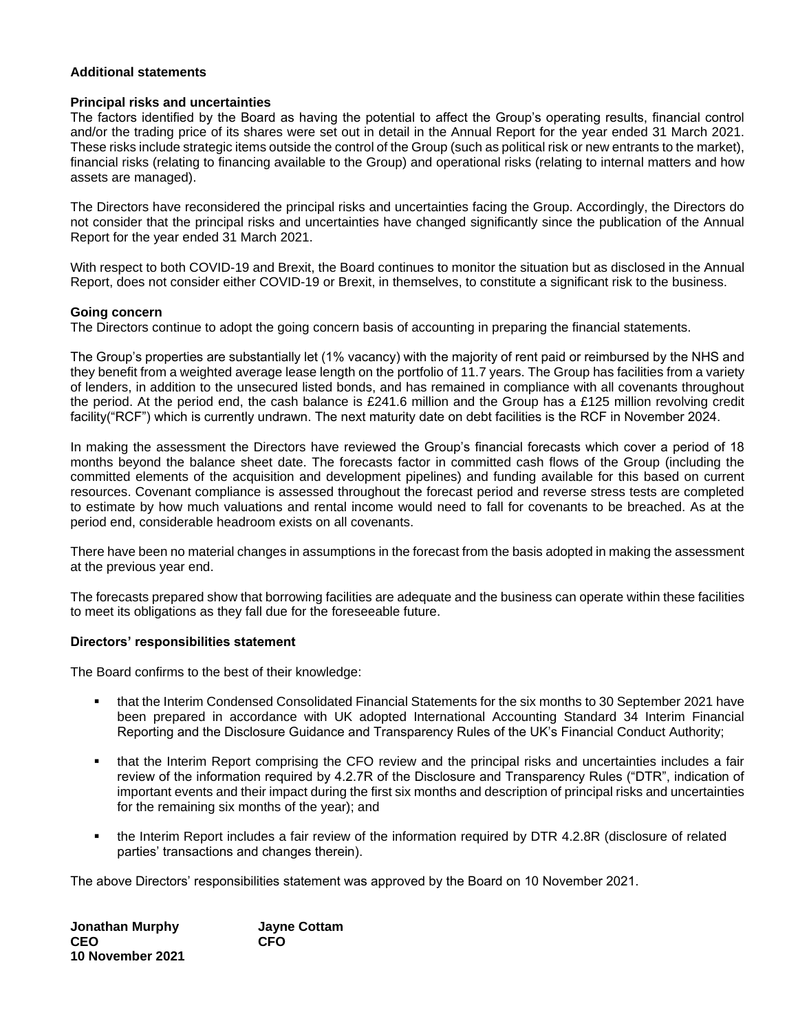## Additional statements

### Principal risks and uncertainties

The factors identified by the Board as having the potential to affect the Group's operating results, financial control and/or the trading price of its shares were set out in detail in the Annual Report for the year ended 31 March 2021. These risks include strategic items outside the control of the Group (such as political risk or new entrants to the market), financial risks (relating to financing available to the Group) and operational risks (relating to internal matters and how assets are managed).

The Directors have reconsidered the principal risks and uncertainties facing the Group. Accordingly, the Directors do not consider that the principal risks and uncertainties have changed significantly since the publication of the Annual Report for the year ended 31 March 2021.

With respect to both COVID-19 and Brexit, the Board continues to monitor the situation but as disclosed in the Annual Report, does not consider either COVID-19 or Brexit, in themselves, to constitute a significant risk to the business.

### Going concern

The Directors continue to adopt the going concern basis of accounting in preparing the financial statements.

The Group's properties are substantially let (1% vacancy) with the majority of rent paid or reimbursed by the NHS and they benefit from a weighted average lease length on the portfolio of 11.7 years. The Group has facilities from a variety of lenders, in addition to the unsecured listed bonds, and has remained in compliance with all covenants throughout the period. At the period end, the cash balance is £241.6 million and the Group has a £125 million revolving credit facility("RCF") which is currently undrawn. The next maturity date on debt facilities is the RCF in November 2024.

In making the assessment the Directors have reviewed the Group's financial forecasts which cover a period of 18 months beyond the balance sheet date. The forecasts factor in committed cash flows of the Group (including the committed elements of the acquisition and development pipelines) and funding available for this based on current resources. Covenant compliance is assessed throughout the forecast period and reverse stress tests are completed to estimate by how much valuations and rental income would need to fall for covenants to be breached. As at the period end, considerable headroom exists on all covenants.

There have been no material changes in assumptions in the forecast from the basis adopted in making the assessment at the previous year end.

The forecasts prepared show that borrowing facilities are adequate and the business can operate within these facilities to meet its obligations as they fall due for the foreseeable future.

### Directors' responsibilities statement

The Board confirms to the best of their knowledge:

- that the Interim Condensed Consolidated Financial Statements for the six months to 30 September 2021 have been prepared in accordance with UK adopted International Accounting Standard 34 Interim Financial Reporting and the Disclosure Guidance and Transparency Rules of the UK's Financial Conduct Authority;
- that the Interim Report comprising the CFO review and the principal risks and uncertainties includes a fair review of the information required by 4.2.7R of the Disclosure and Transparency Rules ("DTR", indication of important events and their impact during the first six months and description of principal risks and uncertainties for the remaining six months of the year); and
- the Interim Report includes a fair review of the information required by DTR 4.2.8R (disclosure of related parties' transactions and changes therein).

The above Directors' responsibilities statement was approved by the Board on 10 November 2021.

**Jonathan Murphy**
**CEO**
**10 November 2021**

**Jayne Cottam**
**CFO**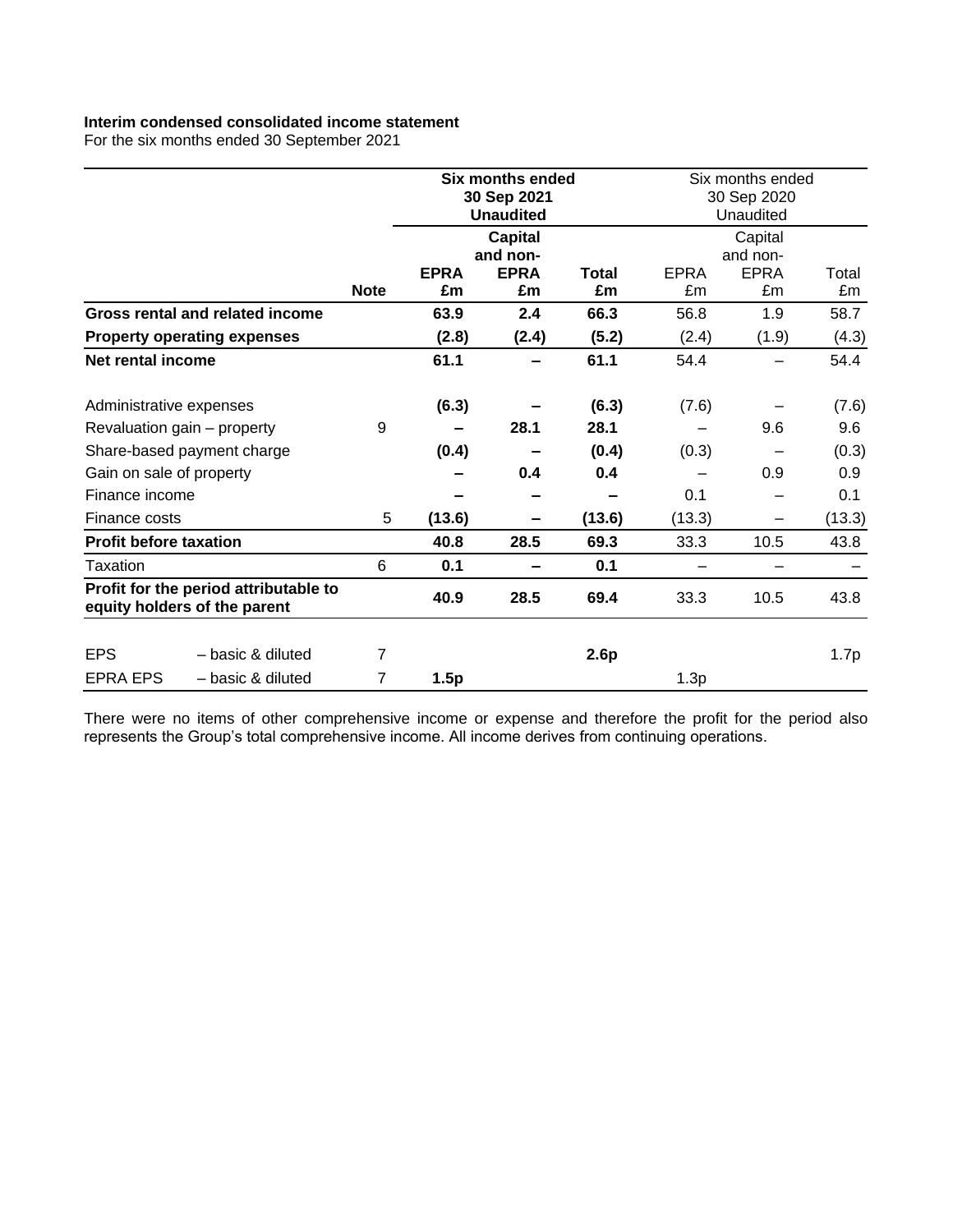**Interim condensed consolidated income statement**
For the six months ended 30 September 2021

| | | | **Six months ended 30 Sep 2021 Unaudited** | | | Six months ended 30 Sep 2020 Unaudited | |
|---|---|---|---|---|---|---|---|
| | **Note** | **EPRA £m** | **Capital and non-EPRA £m** | **Total £m** | EPRA £m | Capital and non-EPRA £m | Total £m |
| **Gross rental and related income** | | **63.9** | **2.4** | **66.3** | 56.8 | 1.9 | 58.7 |
| **Property operating expenses** | | **(2.8)** | **(2.4)** | **(5.2)** | (2.4) | (1.9) | (4.3) |
| **Net rental income** | | **61.1** | **–** | **61.1** | 54.4 | – | 54.4 |
| Administrative expenses | | **(6.3)** | **–** | **(6.3)** | (7.6) | – | (7.6) |
| Revaluation gain – property | 9 | **–** | **28.1** | **28.1** | – | 9.6 | 9.6 |
| Share-based payment charge | | **(0.4)** | **–** | **(0.4)** | (0.3) | – | (0.3) |
| Gain on sale of property | | **–** | **0.4** | **0.4** | – | 0.9 | 0.9 |
| Finance income | | **–** | **–** | **–** | 0.1 | – | 0.1 |
| Finance costs | 5 | **(13.6)** | **–** | **(13.6)** | (13.3) | – | (13.3) |
| **Profit before taxation** | | **40.8** | **28.5** | **69.3** | 33.3 | 10.5 | 43.8 |
| Taxation | 6 | **0.1** | **–** | **0.1** | – | – | – |
| **Profit for the period attributable to equity holders of the parent** | | **40.9** | **28.5** | **69.4** | 33.3 | 10.5 | 43.8 |
| EPS – basic & diluted | 7 | | | **2.6p** | | | 1.7p |
| EPRA EPS – basic & diluted | 7 | **1.5p** | | | 1.3p | | |

There were no items of other comprehensive income or expense and therefore the profit for the period also represents the Group's total comprehensive income. All income derives from continuing operations.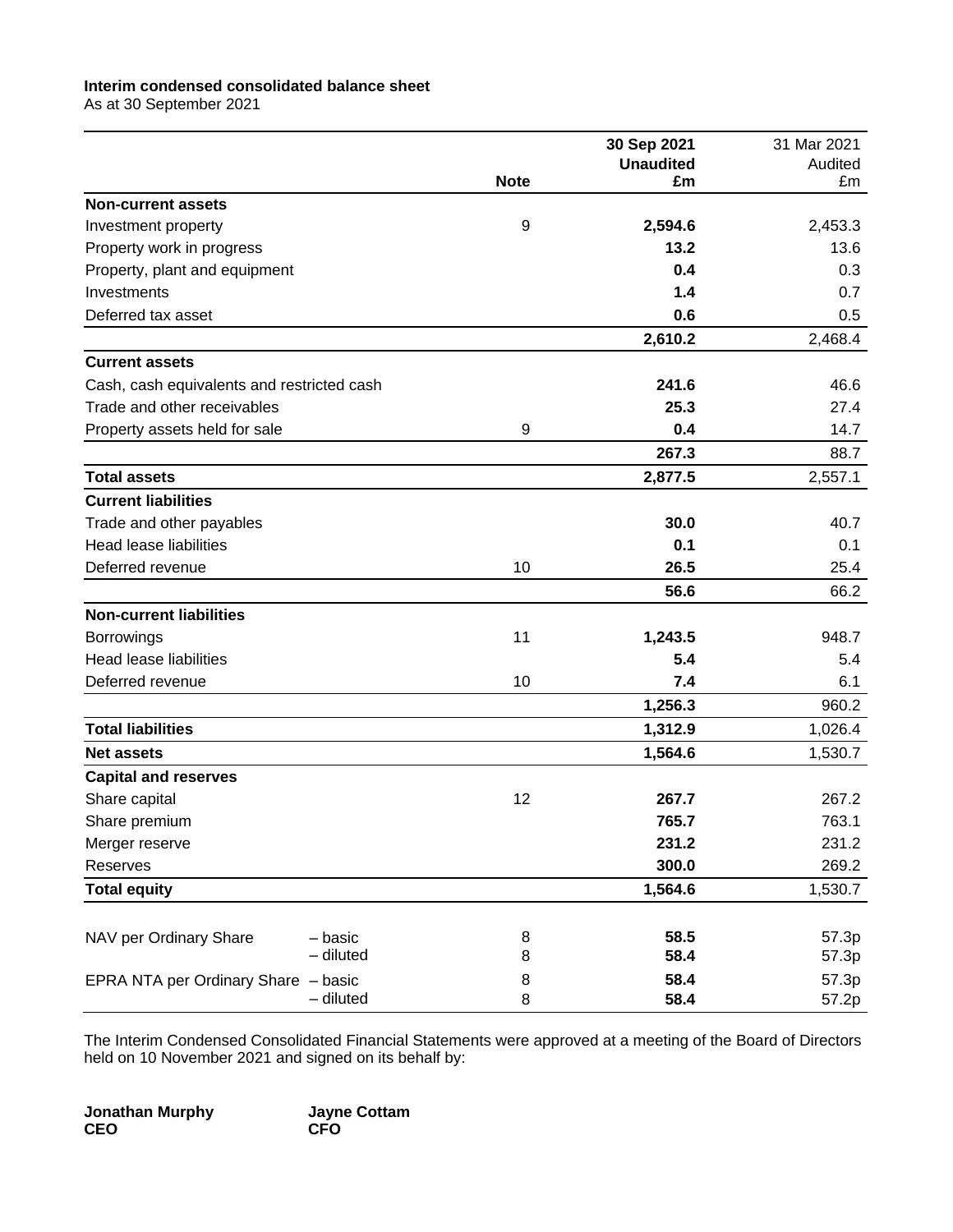**Interim condensed consolidated balance sheet**

As at 30 September 2021

| | | Note | 30 Sep 2021 Unaudited £m | 31 Mar 2021 Audited £m |
|---|---|---|---|---|
| **Non-current assets** | | | | |
| Investment property | | 9 | **2,594.6** | 2,453.3 |
| Property work in progress | | | **13.2** | 13.6 |
| Property, plant and equipment | | | **0.4** | 0.3 |
| Investments | | | **1.4** | 0.7 |
| Deferred tax asset | | | **0.6** | 0.5 |
| | | | **2,610.2** | 2,468.4 |
| **Current assets** | | | | |
| Cash, cash equivalents and restricted cash | | | **241.6** | 46.6 |
| Trade and other receivables | | | **25.3** | 27.4 |
| Property assets held for sale | | 9 | **0.4** | 14.7 |
| | | | **267.3** | 88.7 |
| **Total assets** | | | **2,877.5** | 2,557.1 |
| **Current liabilities** | | | | |
| Trade and other payables | | | **30.0** | 40.7 |
| Head lease liabilities | | | **0.1** | 0.1 |
| Deferred revenue | | 10 | **26.5** | 25.4 |
| | | | **56.6** | 66.2 |
| **Non-current liabilities** | | | | |
| Borrowings | | 11 | **1,243.5** | 948.7 |
| Head lease liabilities | | | **5.4** | 5.4 |
| Deferred revenue | | 10 | **7.4** | 6.1 |
| | | | **1,256.3** | 960.2 |
| **Total liabilities** | | | **1,312.9** | 1,026.4 |
| **Net assets** | | | **1,564.6** | 1,530.7 |
| **Capital and reserves** | | | | |
| Share capital | | 12 | **267.7** | 267.2 |
| Share premium | | | **765.7** | 763.1 |
| Merger reserve | | | **231.2** | 231.2 |
| Reserves | | | **300.0** | 269.2 |
| **Total equity** | | | **1,564.6** | 1,530.7 |
| | | | | |
| NAV per Ordinary Share | – basic | 8 | **58.5** | 57.3p |
| | – diluted | 8 | **58.4** | 57.3p |
| EPRA NTA per Ordinary Share | – basic | 8 | **58.4** | 57.3p |
| | – diluted | 8 | **58.4** | 57.2p |

The Interim Condensed Consolidated Financial Statements were approved at a meeting of the Board of Directors held on 10 November 2021 and signed on its behalf by:

**Jonathan Murphy**
**CEO**

**Jayne Cottam**
**CFO**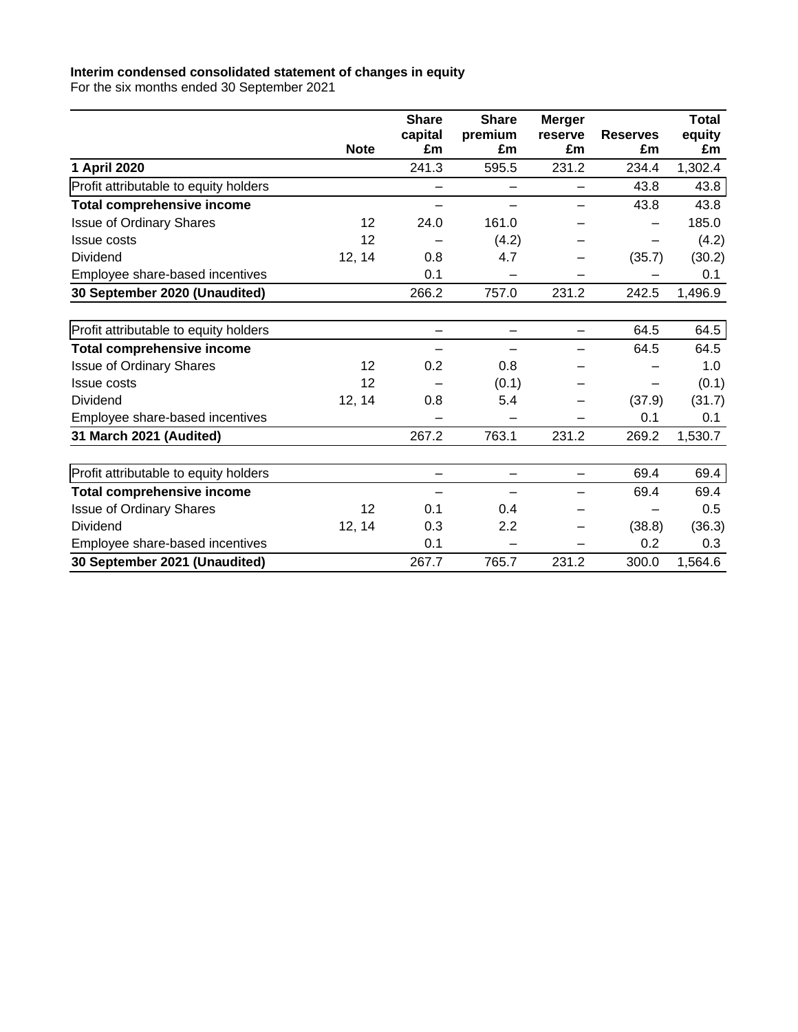**Interim condensed consolidated statement of changes in equity**
For the six months ended 30 September 2021

| | Note | Share capital £m | Share premium £m | Merger reserve £m | Reserves £m | Total equity £m |
|---|---|---|---|---|---|---|
| **1 April 2020** | | 241.3 | 595.5 | 231.2 | 234.4 | 1,302.4 |
| Profit attributable to equity holders | | – | – | – | 43.8 | 43.8 |
| **Total comprehensive income** | | – | – | – | 43.8 | 43.8 |
| Issue of Ordinary Shares | 12 | 24.0 | 161.0 | – | – | 185.0 |
| Issue costs | 12 | – | (4.2) | – | – | (4.2) |
| Dividend | 12, 14 | 0.8 | 4.7 | – | (35.7) | (30.2) |
| Employee share-based incentives | | 0.1 | – | – | – | 0.1 |
| **30 September 2020 (Unaudited)** | | 266.2 | 757.0 | 231.2 | 242.5 | 1,496.9 |
| | | | | | | |
| Profit attributable to equity holders | | – | – | – | 64.5 | 64.5 |
| **Total comprehensive income** | | – | – | – | 64.5 | 64.5 |
| Issue of Ordinary Shares | 12 | 0.2 | 0.8 | – | – | 1.0 |
| Issue costs | 12 | – | (0.1) | – | – | (0.1) |
| Dividend | 12, 14 | 0.8 | 5.4 | – | (37.9) | (31.7) |
| Employee share-based incentives | | – | – | – | 0.1 | 0.1 |
| **31 March 2021 (Audited)** | | 267.2 | 763.1 | 231.2 | 269.2 | 1,530.7 |
| | | | | | | |
| Profit attributable to equity holders | | – | – | – | 69.4 | 69.4 |
| **Total comprehensive income** | | – | – | – | 69.4 | 69.4 |
| Issue of Ordinary Shares | 12 | 0.1 | 0.4 | – | – | 0.5 |
| Dividend | 12, 14 | 0.3 | 2.2 | – | (38.8) | (36.3) |
| Employee share-based incentives | | 0.1 | – | – | 0.2 | 0.3 |
| **30 September 2021 (Unaudited)** | | 267.7 | 765.7 | 231.2 | 300.0 | 1,564.6 |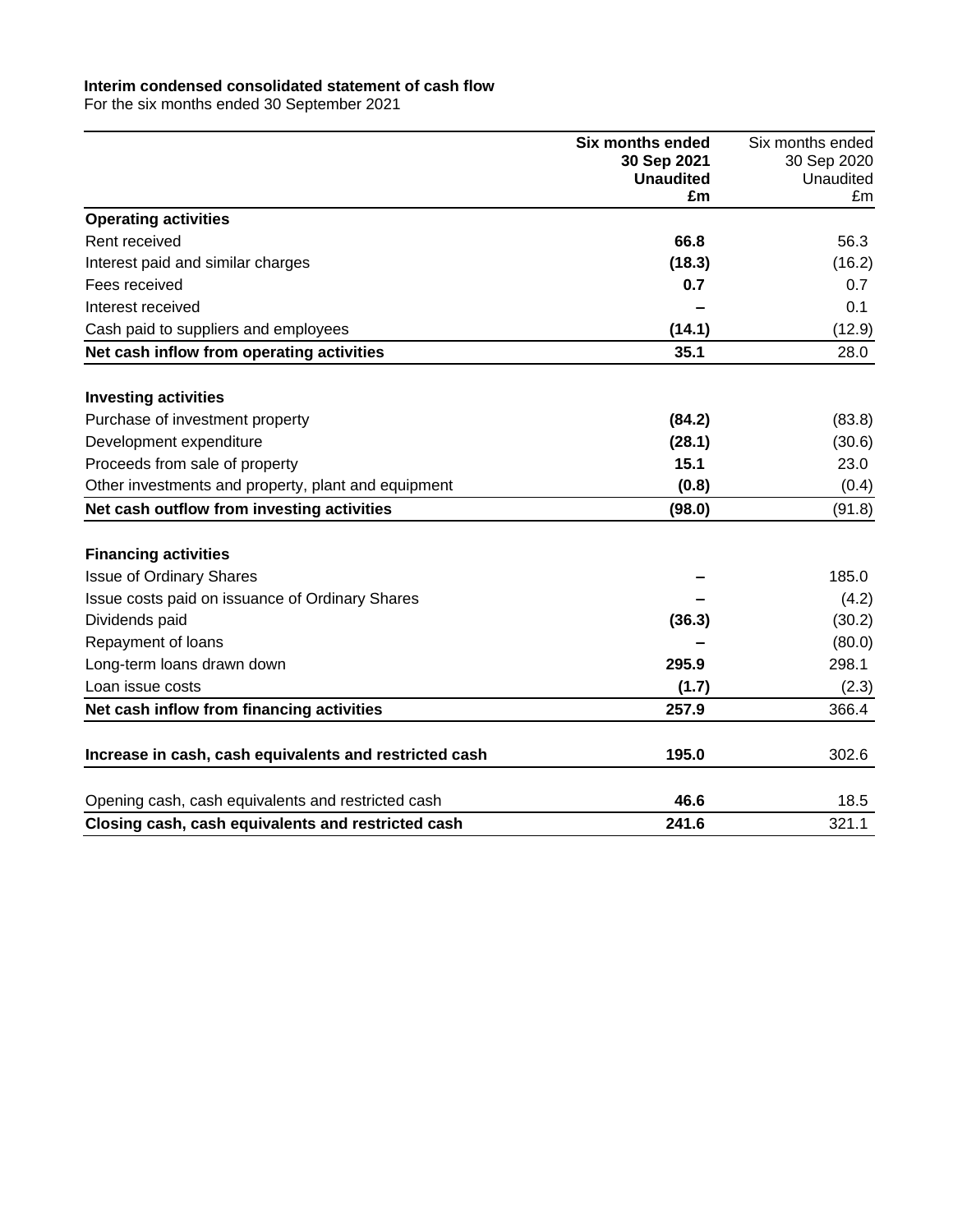**Interim condensed consolidated statement of cash flow**

For the six months ended 30 September 2021

| | **Six months ended 30 Sep 2021 Unaudited £m** | Six months ended 30 Sep 2020 Unaudited £m |
|---|---|---|
| **Operating activities** | | |
| Rent received | **66.8** | 56.3 |
| Interest paid and similar charges | **(18.3)** | (16.2) |
| Fees received | **0.7** | 0.7 |
| Interest received | **–** | 0.1 |
| Cash paid to suppliers and employees | **(14.1)** | (12.9) |
| **Net cash inflow from operating activities** | **35.1** | 28.0 |
| | | |
| **Investing activities** | | |
| Purchase of investment property | **(84.2)** | (83.8) |
| Development expenditure | **(28.1)** | (30.6) |
| Proceeds from sale of property | **15.1** | 23.0 |
| Other investments and property, plant and equipment | **(0.8)** | (0.4) |
| **Net cash outflow from investing activities** | **(98.0)** | (91.8) |
| | | |
| **Financing activities** | | |
| Issue of Ordinary Shares | **–** | 185.0 |
| Issue costs paid on issuance of Ordinary Shares | **–** | (4.2) |
| Dividends paid | **(36.3)** | (30.2) |
| Repayment of loans | **–** | (80.0) |
| Long-term loans drawn down | **295.9** | 298.1 |
| Loan issue costs | **(1.7)** | (2.3) |
| **Net cash inflow from financing activities** | **257.9** | 366.4 |
| | | |
| **Increase in cash, cash equivalents and restricted cash** | **195.0** | 302.6 |
| | | |
| Opening cash, cash equivalents and restricted cash | **46.6** | 18.5 |
| **Closing cash, cash equivalents and restricted cash** | **241.6** | 321.1 |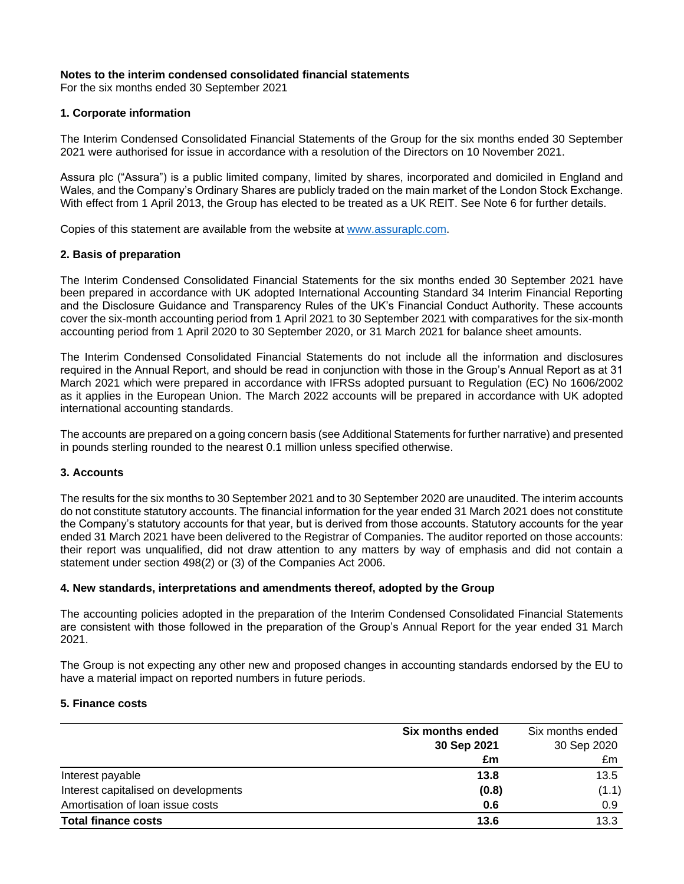**Notes to the interim condensed consolidated financial statements**

For the six months ended 30 September 2021

## 1. Corporate information

The Interim Condensed Consolidated Financial Statements of the Group for the six months ended 30 September 2021 were authorised for issue in accordance with a resolution of the Directors on 10 November 2021.

Assura plc ("Assura") is a public limited company, limited by shares, incorporated and domiciled in England and Wales, and the Company's Ordinary Shares are publicly traded on the main market of the London Stock Exchange. With effect from 1 April 2013, the Group has elected to be treated as a UK REIT. See Note 6 for further details.

Copies of this statement are available from the website at www.assuraplc.com.

## 2. Basis of preparation

The Interim Condensed Consolidated Financial Statements for the six months ended 30 September 2021 have been prepared in accordance with UK adopted International Accounting Standard 34 Interim Financial Reporting and the Disclosure Guidance and Transparency Rules of the UK's Financial Conduct Authority. These accounts cover the six-month accounting period from 1 April 2021 to 30 September 2021 with comparatives for the six-month accounting period from 1 April 2020 to 30 September 2020, or 31 March 2021 for balance sheet amounts.

The Interim Condensed Consolidated Financial Statements do not include all the information and disclosures required in the Annual Report, and should be read in conjunction with those in the Group's Annual Report as at 31 March 2021 which were prepared in accordance with IFRSs adopted pursuant to Regulation (EC) No 1606/2002 as it applies in the European Union. The March 2022 accounts will be prepared in accordance with UK adopted international accounting standards.

The accounts are prepared on a going concern basis (see Additional Statements for further narrative) and presented in pounds sterling rounded to the nearest 0.1 million unless specified otherwise.

## 3. Accounts

The results for the six months to 30 September 2021 and to 30 September 2020 are unaudited. The interim accounts do not constitute statutory accounts. The financial information for the year ended 31 March 2021 does not constitute the Company's statutory accounts for that year, but is derived from those accounts. Statutory accounts for the year ended 31 March 2021 have been delivered to the Registrar of Companies. The auditor reported on those accounts: their report was unqualified, did not draw attention to any matters by way of emphasis and did not contain a statement under section 498(2) or (3) of the Companies Act 2006.

## 4. New standards, interpretations and amendments thereof, adopted by the Group

The accounting policies adopted in the preparation of the Interim Condensed Consolidated Financial Statements are consistent with those followed in the preparation of the Group's Annual Report for the year ended 31 March 2021.

The Group is not expecting any other new and proposed changes in accounting standards endorsed by the EU to have a material impact on reported numbers in future periods.

## 5. Finance costs

| | **Six months ended 30 Sep 2021 £m** | Six months ended 30 Sep 2020 £m |
|---|---|---|
| Interest payable | **13.8** | 13.5 |
| Interest capitalised on developments | **(0.8)** | (1.1) |
| Amortisation of loan issue costs | **0.6** | 0.9 |
| **Total finance costs** | **13.6** | 13.3 |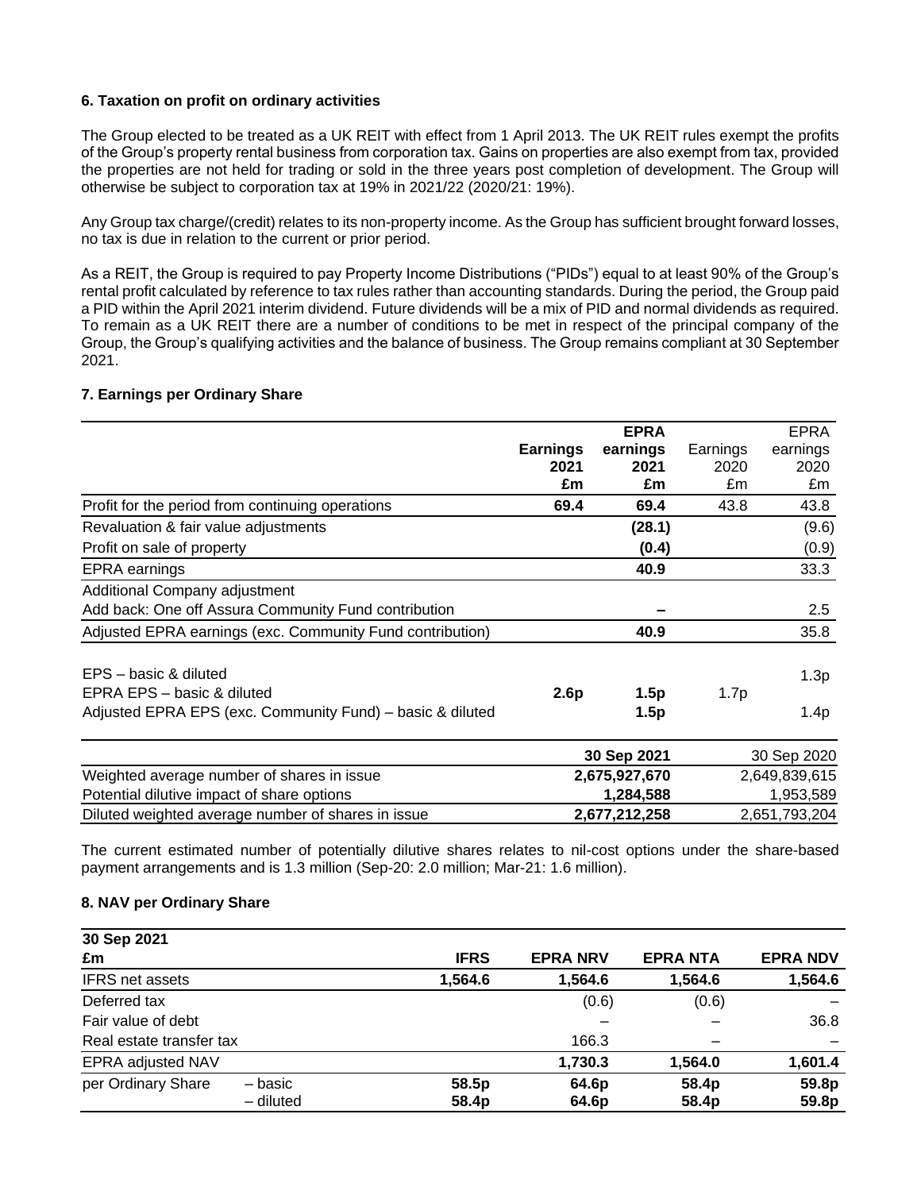### 6. Taxation on profit on ordinary activities

The Group elected to be treated as a UK REIT with effect from 1 April 2013. The UK REIT rules exempt the profits of the Group's property rental business from corporation tax. Gains on properties are also exempt from tax, provided the properties are not held for trading or sold in the three years post completion of development. The Group will otherwise be subject to corporation tax at 19% in 2021/22 (2020/21: 19%).

Any Group tax charge/(credit) relates to its non-property income. As the Group has sufficient brought forward losses, no tax is due in relation to the current or prior period.

As a REIT, the Group is required to pay Property Income Distributions ("PIDs") equal to at least 90% of the Group's rental profit calculated by reference to tax rules rather than accounting standards. During the period, the Group paid a PID within the April 2021 interim dividend. Future dividends will be a mix of PID and normal dividends as required. To remain as a UK REIT there are a number of conditions to be met in respect of the principal company of the Group, the Group's qualifying activities and the balance of business. The Group remains compliant at 30 September 2021.

### 7. Earnings per Ordinary Share

| | **Earnings 2021 £m** | **EPRA earnings 2021 £m** | Earnings 2020 £m | EPRA earnings 2020 £m |
|---|---|---|---|---|
| Profit for the period from continuing operations | **69.4** | **69.4** | 43.8 | 43.8 |
| Revaluation & fair value adjustments | | **(28.1)** | | (9.6) |
| Profit on sale of property | | **(0.4)** | | (0.9) |
| EPRA earnings | | **40.9** | | 33.3 |
| Additional Company adjustment | | | | |
| Add back: One off Assura Community Fund contribution | | **–** | | 2.5 |
| Adjusted EPRA earnings (exc. Community Fund contribution) | | **40.9** | | 35.8 |
| EPS – basic & diluted | | | | 1.3p |
| EPRA EPS – basic & diluted | **2.6p** | **1.5p** | 1.7p | |
| Adjusted EPRA EPS (exc. Community Fund) – basic & diluted | | **1.5p** | | 1.4p |

| | **30 Sep 2021** | 30 Sep 2020 |
|---|---|---|
| Weighted average number of shares in issue | **2,675,927,670** | 2,649,839,615 |
| Potential dilutive impact of share options | **1,284,588** | 1,953,589 |
| Diluted weighted average number of shares in issue | **2,677,212,258** | 2,651,793,204 |

The current estimated number of potentially dilutive shares relates to nil-cost options under the share-based payment arrangements and is 1.3 million (Sep-20: 2.0 million; Mar-21: 1.6 million).

### 8. NAV per Ordinary Share

| **30 Sep 2021 £m** | | **IFRS** | **EPRA NRV** | **EPRA NTA** | **EPRA NDV** |
|---|---|---|---|---|---|
| IFRS net assets | | **1,564.6** | **1,564.6** | **1,564.6** | **1,564.6** |
| Deferred tax | | | (0.6) | (0.6) | – |
| Fair value of debt | | | – | – | 36.8 |
| Real estate transfer tax | | | 166.3 | – | – |
| EPRA adjusted NAV | | | **1,730.3** | **1,564.0** | **1,601.4** |
| per Ordinary Share | – basic | **58.5p** | **64.6p** | **58.4p** | **59.8p** |
| | – diluted | **58.4p** | **64.6p** | **58.4p** | **59.8p** |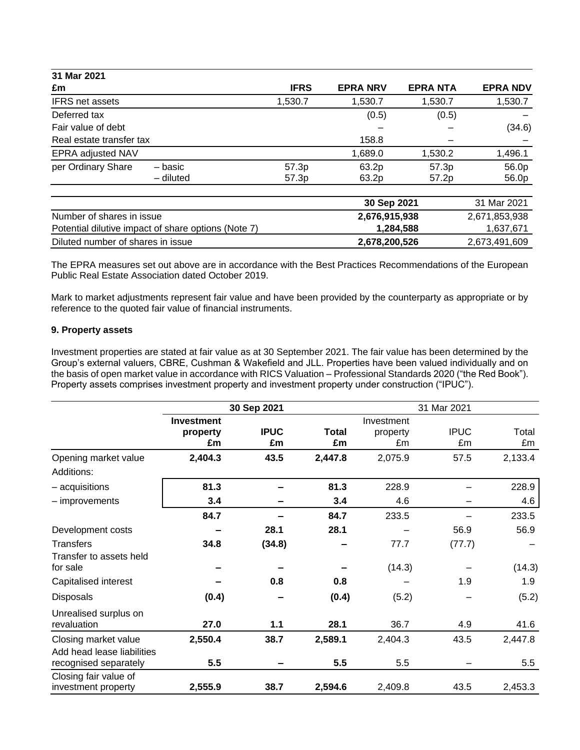| 31 Mar 2021 | | | | | |
|---|---|---|---|---|---|
| £m | | IFRS | EPRA NRV | EPRA NTA | EPRA NDV |
| IFRS net assets | | 1,530.7 | 1,530.7 | 1,530.7 | 1,530.7 |
| Deferred tax | | | (0.5) | (0.5) | – |
| Fair value of debt | | | – | – | (34.6) |
| Real estate transfer tax | | | 158.8 | – | – |
| EPRA adjusted NAV | | | 1,689.0 | 1,530.2 | 1,496.1 |
| per Ordinary Share | – basic | 57.3p | 63.2p | 57.3p | 56.0p |
| | – diluted | 57.3p | 63.2p | 57.2p | 56.0p |

| | **30 Sep 2021** | 31 Mar 2021 |
|---|---|---|
| Number of shares in issue | **2,676,915,938** | 2,671,853,938 |
| Potential dilutive impact of share options (Note 7) | **1,284,588** | 1,637,671 |
| Diluted number of shares in issue | **2,678,200,526** | 2,673,491,609 |

The EPRA measures set out above are in accordance with the Best Practices Recommendations of the European Public Real Estate Association dated October 2019.

Mark to market adjustments represent fair value and have been provided by the counterparty as appropriate or by reference to the quoted fair value of financial instruments.

**9. Property assets**

Investment properties are stated at fair value as at 30 September 2021. The fair value has been determined by the Group's external valuers, CBRE, Cushman & Wakefield and JLL. Properties have been valued individually and on the basis of open market value in accordance with RICS Valuation – Professional Standards 2020 ("the Red Book"). Property assets comprises investment property and investment property under construction ("IPUC").

| | **30 Sep 2021** | | | 31 Mar 2021 | | |
|---|---|---|---|---|---|---|
| | **Investment property £m** | **IPUC £m** | **Total £m** | Investment property £m | IPUC £m | Total £m |
| Opening market value | **2,404.3** | **43.5** | **2,447.8** | 2,075.9 | 57.5 | 2,133.4 |
| Additions: | | | | | | |
| – acquisitions | **81.3** | **–** | **81.3** | 228.9 | – | 228.9 |
| – improvements | **3.4** | **–** | **3.4** | 4.6 | – | 4.6 |
| | **84.7** | **–** | **84.7** | 233.5 | – | 233.5 |
| Development costs | **–** | **28.1** | **28.1** | – | 56.9 | 56.9 |
| Transfers | **34.8** | **(34.8)** | **–** | 77.7 | (77.7) | – |
| Transfer to assets held for sale | **–** | **–** | **–** | (14.3) | – | (14.3) |
| Capitalised interest | **–** | **0.8** | **0.8** | – | 1.9 | 1.9 |
| Disposals | **(0.4)** | **–** | **(0.4)** | (5.2) | – | (5.2) |
| Unrealised surplus on revaluation | **27.0** | **1.1** | **28.1** | 36.7 | 4.9 | 41.6 |
| Closing market value | **2,550.4** | **38.7** | **2,589.1** | 2,404.3 | 43.5 | 2,447.8 |
| Add head lease liabilities recognised separately | **5.5** | **–** | **5.5** | 5.5 | – | 5.5 |
| Closing fair value of investment property | **2,555.9** | **38.7** | **2,594.6** | 2,409.8 | 43.5 | 2,453.3 |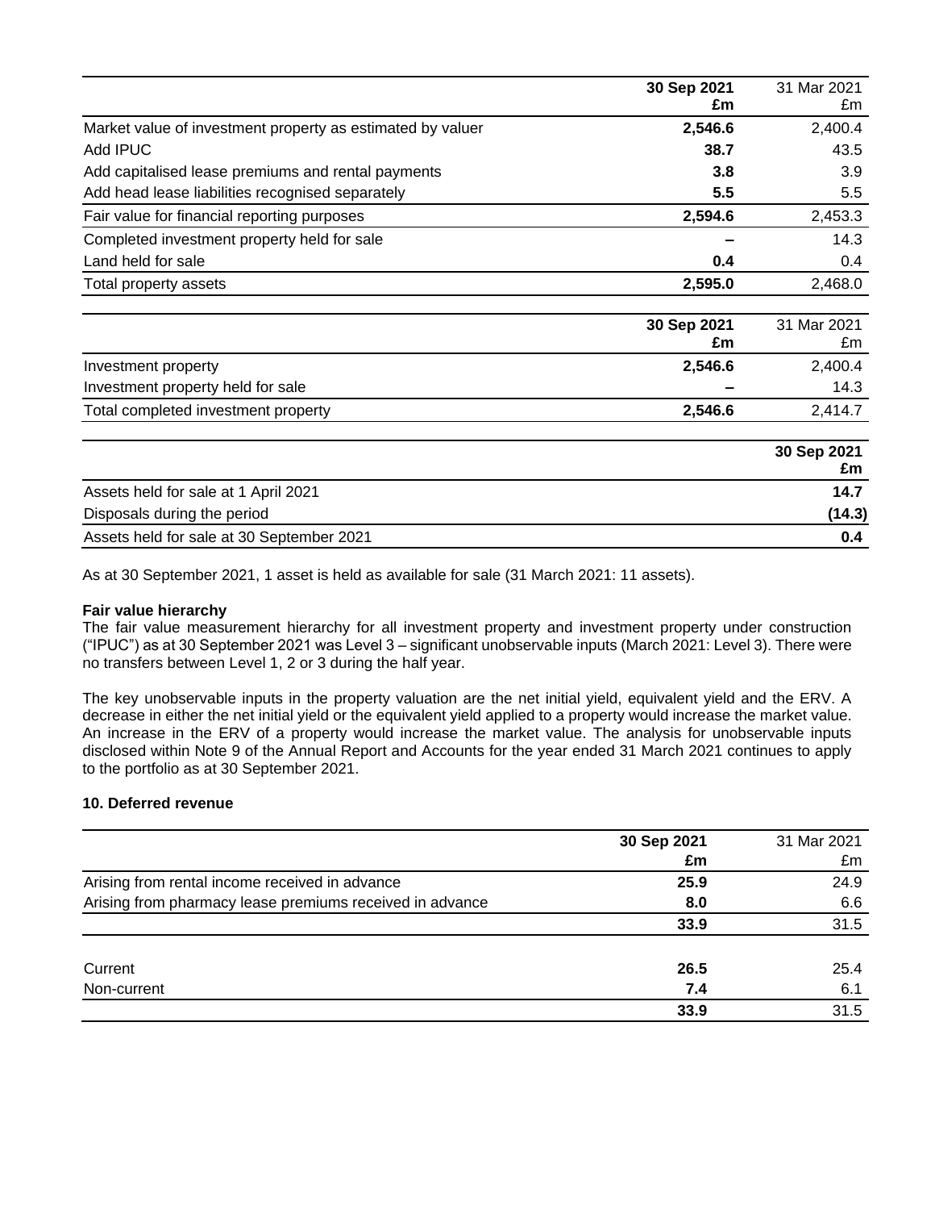| | 30 Sep 2021 £m | 31 Mar 2021 £m |
|---|---|---|
| Market value of investment property as estimated by valuer | **2,546.6** | 2,400.4 |
| Add IPUC | **38.7** | 43.5 |
| Add capitalised lease premiums and rental payments | **3.8** | 3.9 |
| Add head lease liabilities recognised separately | **5.5** | 5.5 |
| Fair value for financial reporting purposes | **2,594.6** | 2,453.3 |
| Completed investment property held for sale | **–** | 14.3 |
| Land held for sale | **0.4** | 0.4 |
| Total property assets | **2,595.0** | 2,468.0 |

| | 30 Sep 2021 £m | 31 Mar 2021 £m |
|---|---|---|
| Investment property | **2,546.6** | 2,400.4 |
| Investment property held for sale | **–** | 14.3 |
| Total completed investment property | **2,546.6** | 2,414.7 |

| | 30 Sep 2021 £m |
|---|---|
| Assets held for sale at 1 April 2021 | **14.7** |
| Disposals during the period | **(14.3)** |
| Assets held for sale at 30 September 2021 | **0.4** |

As at 30 September 2021, 1 asset is held as available for sale (31 March 2021: 11 assets).

**Fair value hierarchy**

The fair value measurement hierarchy for all investment property and investment property under construction ("IPUC") as at 30 September 2021 was Level 3 – significant unobservable inputs (March 2021: Level 3). There were no transfers between Level 1, 2 or 3 during the half year.

The key unobservable inputs in the property valuation are the net initial yield, equivalent yield and the ERV. A decrease in either the net initial yield or the equivalent yield applied to a property would increase the market value. An increase in the ERV of a property would increase the market value. The analysis for unobservable inputs disclosed within Note 9 of the Annual Report and Accounts for the year ended 31 March 2021 continues to apply to the portfolio as at 30 September 2021.

**10. Deferred revenue**

| | 30 Sep 2021 £m | 31 Mar 2021 £m |
|---|---|---|
| Arising from rental income received in advance | **25.9** | 24.9 |
| Arising from pharmacy lease premiums received in advance | **8.0** | 6.6 |
| | **33.9** | 31.5 |
| | | |
| Current | **26.5** | 25.4 |
| Non-current | **7.4** | 6.1 |
| | **33.9** | 31.5 |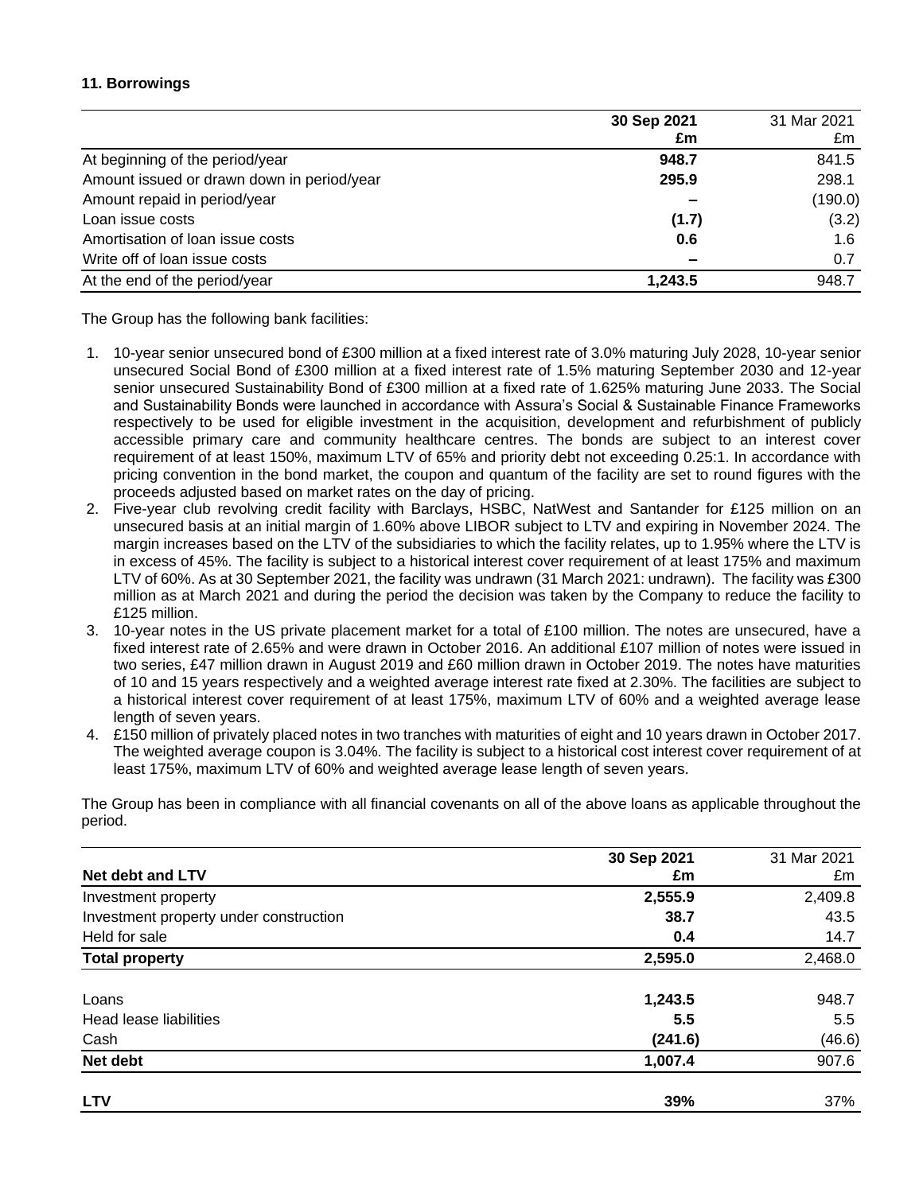### 11. Borrowings

| | 30 Sep 2021 £m | 31 Mar 2021 £m |
|---|---|---|
| At beginning of the period/year | **948.7** | 841.5 |
| Amount issued or drawn down in period/year | **295.9** | 298.1 |
| Amount repaid in period/year | **–** | (190.0) |
| Loan issue costs | **(1.7)** | (3.2) |
| Amortisation of loan issue costs | **0.6** | 1.6 |
| Write off of loan issue costs | **–** | 0.7 |
| At the end of the period/year | **1,243.5** | 948.7 |

The Group has the following bank facilities:

1. 10-year senior unsecured bond of £300 million at a fixed interest rate of 3.0% maturing July 2028, 10-year senior unsecured Social Bond of £300 million at a fixed interest rate of 1.5% maturing September 2030 and 12-year senior unsecured Sustainability Bond of £300 million at a fixed rate of 1.625% maturing June 2033. The Social and Sustainability Bonds were launched in accordance with Assura's Social & Sustainable Finance Frameworks respectively to be used for eligible investment in the acquisition, development and refurbishment of publicly accessible primary care and community healthcare centres. The bonds are subject to an interest cover requirement of at least 150%, maximum LTV of 65% and priority debt not exceeding 0.25:1. In accordance with pricing convention in the bond market, the coupon and quantum of the facility are set to round figures with the proceeds adjusted based on market rates on the day of pricing.
2. Five-year club revolving credit facility with Barclays, HSBC, NatWest and Santander for £125 million on an unsecured basis at an initial margin of 1.60% above LIBOR subject to LTV and expiring in November 2024. The margin increases based on the LTV of the subsidiaries to which the facility relates, up to 1.95% where the LTV is in excess of 45%. The facility is subject to a historical interest cover requirement of at least 175% and maximum LTV of 60%. As at 30 September 2021, the facility was undrawn (31 March 2021: undrawn). The facility was £300 million as at March 2021 and during the period the decision was taken by the Company to reduce the facility to £125 million.
3. 10-year notes in the US private placement market for a total of £100 million. The notes are unsecured, have a fixed interest rate of 2.65% and were drawn in October 2016. An additional £107 million of notes were issued in two series, £47 million drawn in August 2019 and £60 million drawn in October 2019. The notes have maturities of 10 and 15 years respectively and a weighted average interest rate fixed at 2.30%. The facilities are subject to a historical interest cover requirement of at least 175%, maximum LTV of 60% and a weighted average lease length of seven years.
4. £150 million of privately placed notes in two tranches with maturities of eight and 10 years drawn in October 2017. The weighted average coupon is 3.04%. The facility is subject to a historical cost interest cover requirement of at least 175%, maximum LTV of 60% and weighted average lease length of seven years.

The Group has been in compliance with all financial covenants on all of the above loans as applicable throughout the period.

| **Net debt and LTV** | 30 Sep 2021 £m | 31 Mar 2021 £m |
|---|---|---|
| Investment property | **2,555.9** | 2,409.8 |
| Investment property under construction | **38.7** | 43.5 |
| Held for sale | **0.4** | 14.7 |
| **Total property** | **2,595.0** | 2,468.0 |
| | | |
| Loans | **1,243.5** | 948.7 |
| Head lease liabilities | **5.5** | 5.5 |
| Cash | **(241.6)** | (46.6) |
| **Net debt** | **1,007.4** | 907.6 |
| | | |
| **LTV** | **39%** | 37% |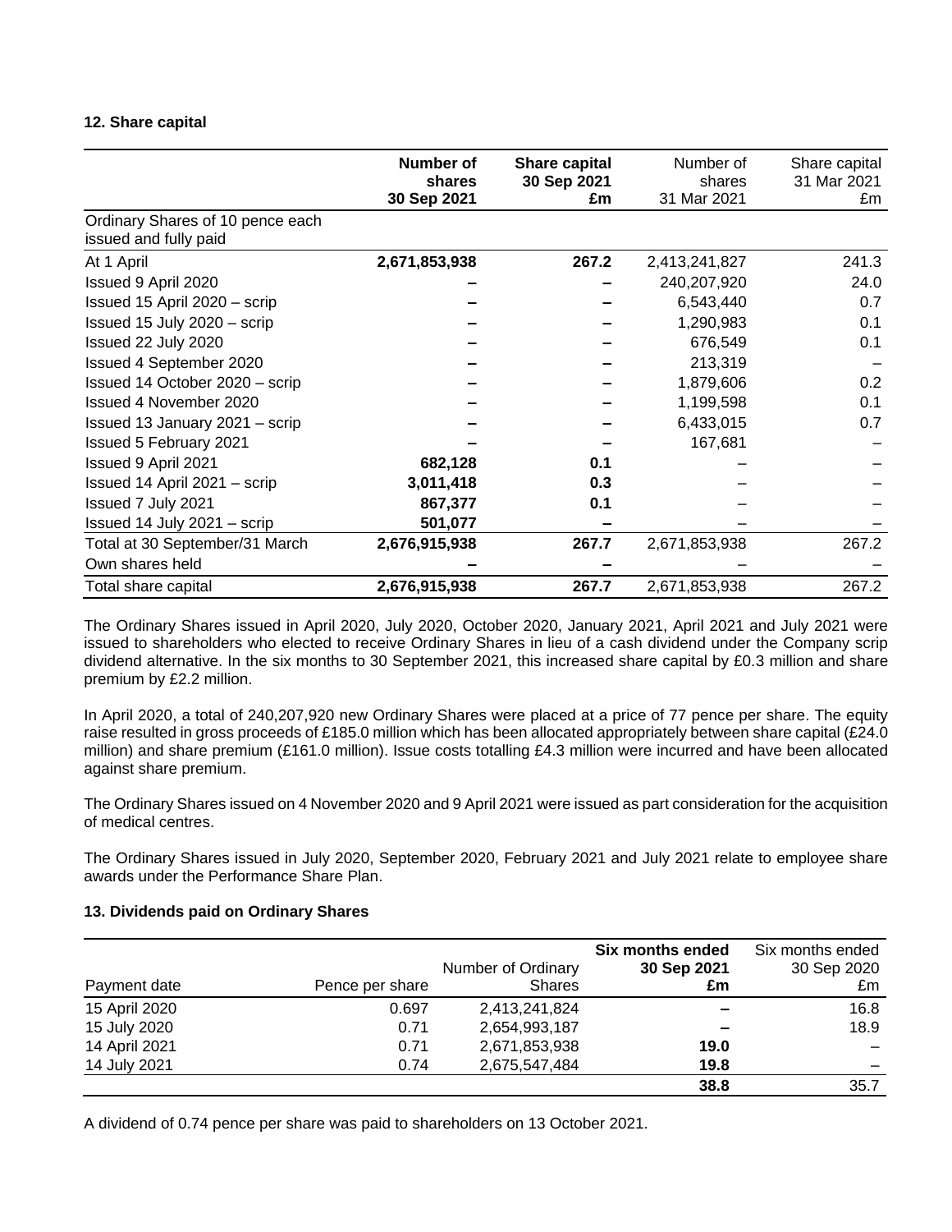### 12. Share capital

| | **Number of shares 30 Sep 2021** | **Share capital 30 Sep 2021 £m** | Number of shares 31 Mar 2021 | Share capital 31 Mar 2021 £m |
|---|---|---|---|---|
| Ordinary Shares of 10 pence each issued and fully paid | | | | |
| At 1 April | **2,671,853,938** | **267.2** | 2,413,241,827 | 241.3 |
| Issued 9 April 2020 | **–** | **–** | 240,207,920 | 24.0 |
| Issued 15 April 2020 – scrip | **–** | **–** | 6,543,440 | 0.7 |
| Issued 15 July 2020 – scrip | **–** | **–** | 1,290,983 | 0.1 |
| Issued 22 July 2020 | **–** | **–** | 676,549 | 0.1 |
| Issued 4 September 2020 | **–** | **–** | 213,319 | – |
| Issued 14 October 2020 – scrip | **–** | **–** | 1,879,606 | 0.2 |
| Issued 4 November 2020 | **–** | **–** | 1,199,598 | 0.1 |
| Issued 13 January 2021 – scrip | **–** | **–** | 6,433,015 | 0.7 |
| Issued 5 February 2021 | **–** | **–** | 167,681 | – |
| Issued 9 April 2021 | **682,128** | **0.1** | – | – |
| Issued 14 April 2021 – scrip | **3,011,418** | **0.3** | – | – |
| Issued 7 July 2021 | **867,377** | **0.1** | – | – |
| Issued 14 July 2021 – scrip | **501,077** | **–** | – | – |
| Total at 30 September/31 March | **2,676,915,938** | **267.7** | 2,671,853,938 | 267.2 |
| Own shares held | **–** | **–** | – | – |
| Total share capital | **2,676,915,938** | **267.7** | 2,671,853,938 | 267.2 |

The Ordinary Shares issued in April 2020, July 2020, October 2020, January 2021, April 2021 and July 2021 were issued to shareholders who elected to receive Ordinary Shares in lieu of a cash dividend under the Company scrip dividend alternative. In the six months to 30 September 2021, this increased share capital by £0.3 million and share premium by £2.2 million.

In April 2020, a total of 240,207,920 new Ordinary Shares were placed at a price of 77 pence per share. The equity raise resulted in gross proceeds of £185.0 million which has been allocated appropriately between share capital (£24.0 million) and share premium (£161.0 million). Issue costs totalling £4.3 million were incurred and have been allocated against share premium.

The Ordinary Shares issued on 4 November 2020 and 9 April 2021 were issued as part consideration for the acquisition of medical centres.

The Ordinary Shares issued in July 2020, September 2020, February 2021 and July 2021 relate to employee share awards under the Performance Share Plan.

### 13. Dividends paid on Ordinary Shares

| Payment date | Pence per share | Number of Ordinary Shares | **Six months ended 30 Sep 2021 £m** | Six months ended 30 Sep 2020 £m |
|---|---|---|---|---|
| 15 April 2020 | 0.697 | 2,413,241,824 | **–** | 16.8 |
| 15 July 2020 | 0.71 | 2,654,993,187 | **–** | 18.9 |
| 14 April 2021 | 0.71 | 2,671,853,938 | **19.0** | – |
| 14 July 2021 | 0.74 | 2,675,547,484 | **19.8** | – |
| | | | **38.8** | 35.7 |

A dividend of 0.74 pence per share was paid to shareholders on 13 October 2021.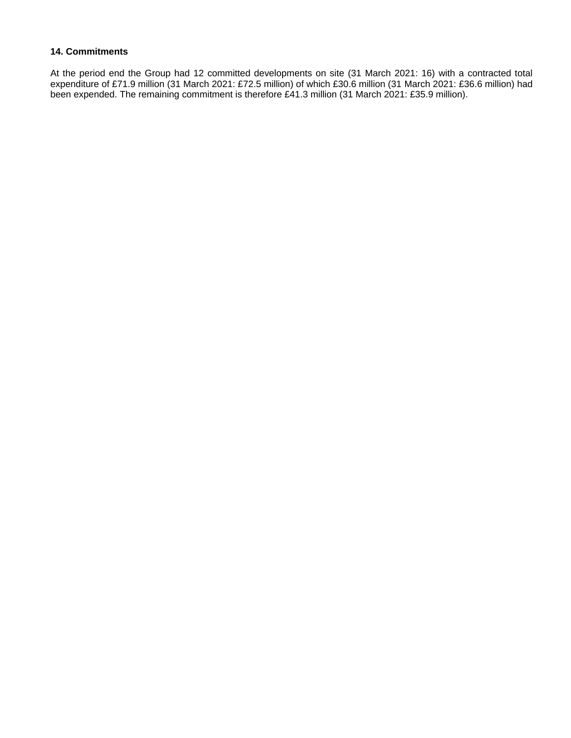**14. Commitments**

At the period end the Group had 12 committed developments on site (31 March 2021: 16) with a contracted total expenditure of £71.9 million (31 March 2021: £72.5 million) of which £30.6 million (31 March 2021: £36.6 million) had been expended. The remaining commitment is therefore £41.3 million (31 March 2021: £35.9 million).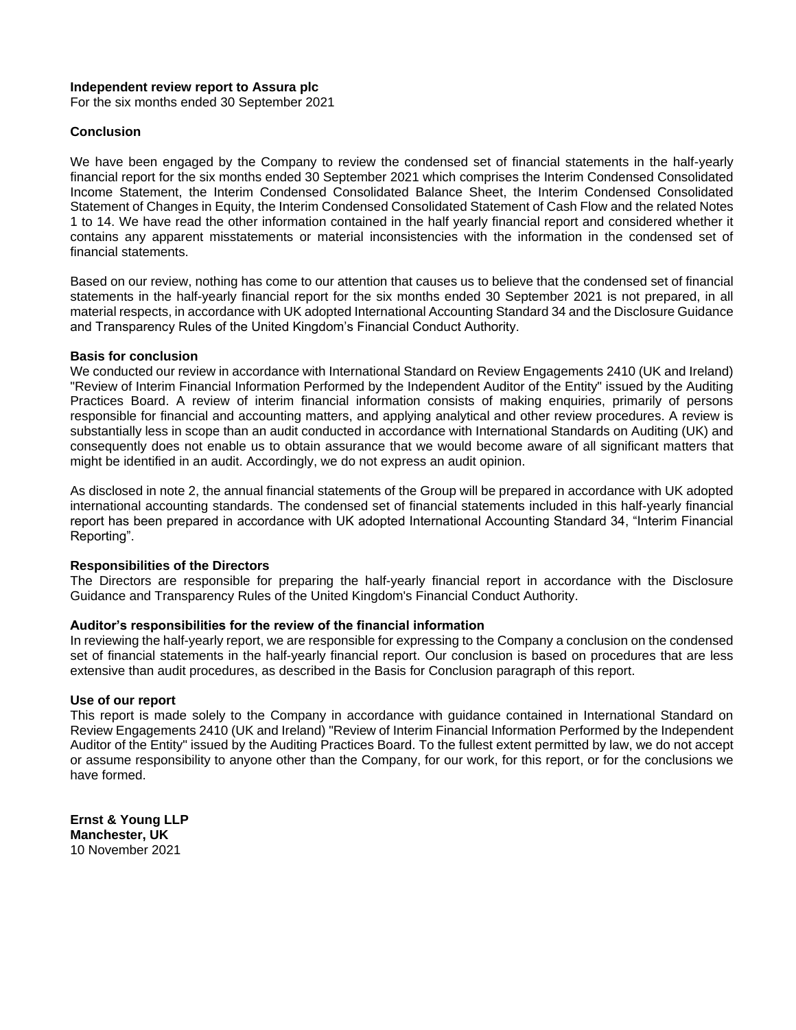**Independent review report to Assura plc**

For the six months ended 30 September 2021

**Conclusion**

We have been engaged by the Company to review the condensed set of financial statements in the half-yearly financial report for the six months ended 30 September 2021 which comprises the Interim Condensed Consolidated Income Statement, the Interim Condensed Consolidated Balance Sheet, the Interim Condensed Consolidated Statement of Changes in Equity, the Interim Condensed Consolidated Statement of Cash Flow and the related Notes 1 to 14. We have read the other information contained in the half yearly financial report and considered whether it contains any apparent misstatements or material inconsistencies with the information in the condensed set of financial statements.

Based on our review, nothing has come to our attention that causes us to believe that the condensed set of financial statements in the half-yearly financial report for the six months ended 30 September 2021 is not prepared, in all material respects, in accordance with UK adopted International Accounting Standard 34 and the Disclosure Guidance and Transparency Rules of the United Kingdom's Financial Conduct Authority.

**Basis for conclusion**

We conducted our review in accordance with International Standard on Review Engagements 2410 (UK and Ireland) "Review of Interim Financial Information Performed by the Independent Auditor of the Entity" issued by the Auditing Practices Board. A review of interim financial information consists of making enquiries, primarily of persons responsible for financial and accounting matters, and applying analytical and other review procedures. A review is substantially less in scope than an audit conducted in accordance with International Standards on Auditing (UK) and consequently does not enable us to obtain assurance that we would become aware of all significant matters that might be identified in an audit. Accordingly, we do not express an audit opinion.

As disclosed in note 2, the annual financial statements of the Group will be prepared in accordance with UK adopted international accounting standards. The condensed set of financial statements included in this half-yearly financial report has been prepared in accordance with UK adopted International Accounting Standard 34, "Interim Financial Reporting".

**Responsibilities of the Directors**

The Directors are responsible for preparing the half-yearly financial report in accordance with the Disclosure Guidance and Transparency Rules of the United Kingdom's Financial Conduct Authority.

**Auditor's responsibilities for the review of the financial information**

In reviewing the half-yearly report, we are responsible for expressing to the Company a conclusion on the condensed set of financial statements in the half-yearly financial report. Our conclusion is based on procedures that are less extensive than audit procedures, as described in the Basis for Conclusion paragraph of this report.

**Use of our report**

This report is made solely to the Company in accordance with guidance contained in International Standard on Review Engagements 2410 (UK and Ireland) "Review of Interim Financial Information Performed by the Independent Auditor of the Entity" issued by the Auditing Practices Board. To the fullest extent permitted by law, we do not accept or assume responsibility to anyone other than the Company, for our work, for this report, or for the conclusions we have formed.

**Ernst & Young LLP**
**Manchester, UK**
10 November 2021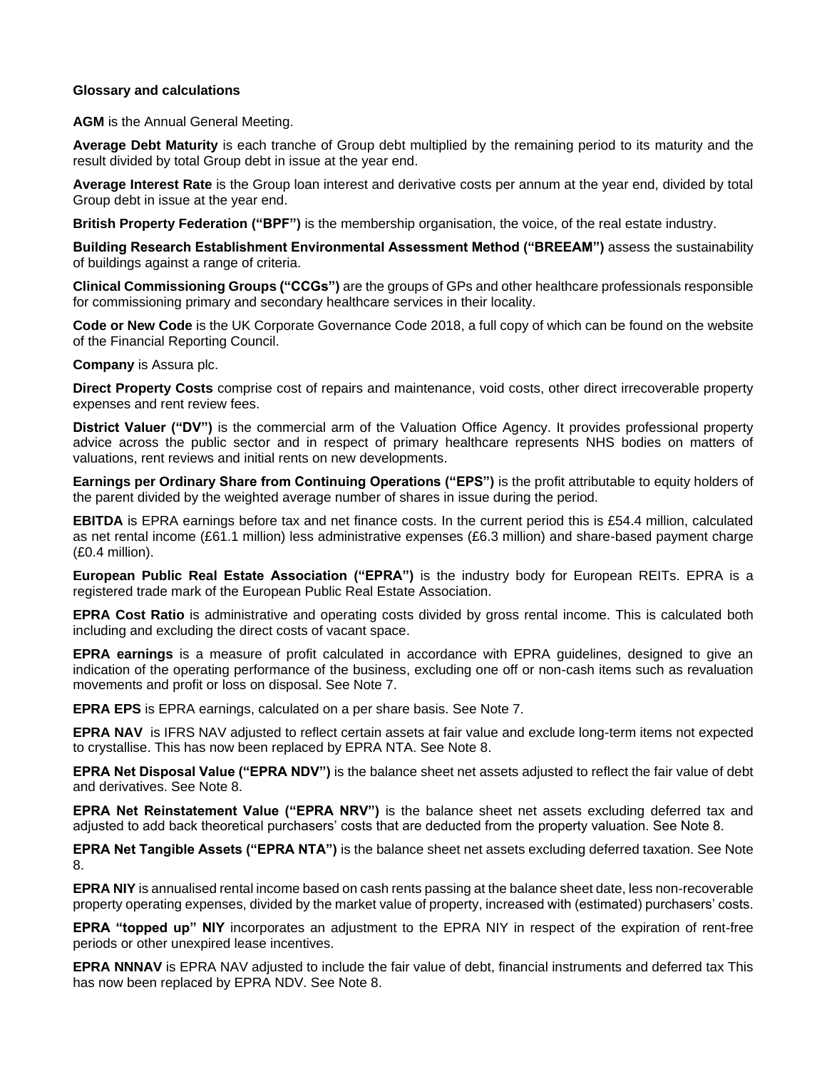**Glossary and calculations**

**AGM** is the Annual General Meeting.

**Average Debt Maturity** is each tranche of Group debt multiplied by the remaining period to its maturity and the result divided by total Group debt in issue at the year end.

**Average Interest Rate** is the Group loan interest and derivative costs per annum at the year end, divided by total Group debt in issue at the year end.

**British Property Federation ("BPF")** is the membership organisation, the voice, of the real estate industry.

**Building Research Establishment Environmental Assessment Method ("BREEAM")** assess the sustainability of buildings against a range of criteria.

**Clinical Commissioning Groups ("CCGs")** are the groups of GPs and other healthcare professionals responsible for commissioning primary and secondary healthcare services in their locality.

**Code or New Code** is the UK Corporate Governance Code 2018, a full copy of which can be found on the website of the Financial Reporting Council.

**Company** is Assura plc.

**Direct Property Costs** comprise cost of repairs and maintenance, void costs, other direct irrecoverable property expenses and rent review fees.

**District Valuer ("DV")** is the commercial arm of the Valuation Office Agency. It provides professional property advice across the public sector and in respect of primary healthcare represents NHS bodies on matters of valuations, rent reviews and initial rents on new developments.

**Earnings per Ordinary Share from Continuing Operations ("EPS")** is the profit attributable to equity holders of the parent divided by the weighted average number of shares in issue during the period.

**EBITDA** is EPRA earnings before tax and net finance costs. In the current period this is £54.4 million, calculated as net rental income (£61.1 million) less administrative expenses (£6.3 million) and share-based payment charge (£0.4 million).

**European Public Real Estate Association ("EPRA")** is the industry body for European REITs. EPRA is a registered trade mark of the European Public Real Estate Association.

**EPRA Cost Ratio** is administrative and operating costs divided by gross rental income. This is calculated both including and excluding the direct costs of vacant space.

**EPRA earnings** is a measure of profit calculated in accordance with EPRA guidelines, designed to give an indication of the operating performance of the business, excluding one off or non-cash items such as revaluation movements and profit or loss on disposal. See Note 7.

**EPRA EPS** is EPRA earnings, calculated on a per share basis. See Note 7.

**EPRA NAV** is IFRS NAV adjusted to reflect certain assets at fair value and exclude long-term items not expected to crystallise. This has now been replaced by EPRA NTA. See Note 8.

**EPRA Net Disposal Value ("EPRA NDV")** is the balance sheet net assets adjusted to reflect the fair value of debt and derivatives. See Note 8.

**EPRA Net Reinstatement Value ("EPRA NRV")** is the balance sheet net assets excluding deferred tax and adjusted to add back theoretical purchasers' costs that are deducted from the property valuation. See Note 8.

**EPRA Net Tangible Assets ("EPRA NTA")** is the balance sheet net assets excluding deferred taxation. See Note 8.

**EPRA NIY** is annualised rental income based on cash rents passing at the balance sheet date, less non-recoverable property operating expenses, divided by the market value of property, increased with (estimated) purchasers' costs.

**EPRA "topped up" NIY** incorporates an adjustment to the EPRA NIY in respect of the expiration of rent-free periods or other unexpired lease incentives.

**EPRA NNNAV** is EPRA NAV adjusted to include the fair value of debt, financial instruments and deferred tax This has now been replaced by EPRA NDV. See Note 8.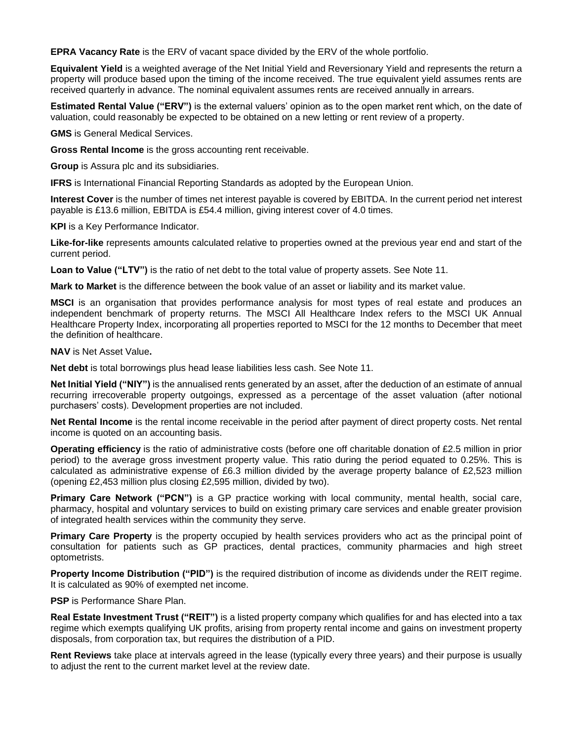**EPRA Vacancy Rate** is the ERV of vacant space divided by the ERV of the whole portfolio.

**Equivalent Yield** is a weighted average of the Net Initial Yield and Reversionary Yield and represents the return a property will produce based upon the timing of the income received. The true equivalent yield assumes rents are received quarterly in advance. The nominal equivalent assumes rents are received annually in arrears.

**Estimated Rental Value ("ERV")** is the external valuers' opinion as to the open market rent which, on the date of valuation, could reasonably be expected to be obtained on a new letting or rent review of a property.

**GMS** is General Medical Services.

**Gross Rental Income** is the gross accounting rent receivable.

**Group** is Assura plc and its subsidiaries.

**IFRS** is International Financial Reporting Standards as adopted by the European Union.

**Interest Cover** is the number of times net interest payable is covered by EBITDA. In the current period net interest payable is £13.6 million, EBITDA is £54.4 million, giving interest cover of 4.0 times.

**KPI** is a Key Performance Indicator.

**Like-for-like** represents amounts calculated relative to properties owned at the previous year end and start of the current period.

**Loan to Value ("LTV")** is the ratio of net debt to the total value of property assets. See Note 11.

**Mark to Market** is the difference between the book value of an asset or liability and its market value.

**MSCI** is an organisation that provides performance analysis for most types of real estate and produces an independent benchmark of property returns. The MSCI All Healthcare Index refers to the MSCI UK Annual Healthcare Property Index, incorporating all properties reported to MSCI for the 12 months to December that meet the definition of healthcare.

**NAV** is Net Asset Value**.**

**Net debt** is total borrowings plus head lease liabilities less cash. See Note 11.

**Net Initial Yield ("NIY")** is the annualised rents generated by an asset, after the deduction of an estimate of annual recurring irrecoverable property outgoings, expressed as a percentage of the asset valuation (after notional purchasers' costs). Development properties are not included.

**Net Rental Income** is the rental income receivable in the period after payment of direct property costs. Net rental income is quoted on an accounting basis.

**Operating efficiency** is the ratio of administrative costs (before one off charitable donation of £2.5 million in prior period) to the average gross investment property value. This ratio during the period equated to 0.25%. This is calculated as administrative expense of £6.3 million divided by the average property balance of £2,523 million (opening £2,453 million plus closing £2,595 million, divided by two).

**Primary Care Network ("PCN")** is a GP practice working with local community, mental health, social care, pharmacy, hospital and voluntary services to build on existing primary care services and enable greater provision of integrated health services within the community they serve.

**Primary Care Property** is the property occupied by health services providers who act as the principal point of consultation for patients such as GP practices, dental practices, community pharmacies and high street optometrists.

**Property Income Distribution ("PID")** is the required distribution of income as dividends under the REIT regime. It is calculated as 90% of exempted net income.

**PSP** is Performance Share Plan.

**Real Estate Investment Trust ("REIT")** is a listed property company which qualifies for and has elected into a tax regime which exempts qualifying UK profits, arising from property rental income and gains on investment property disposals, from corporation tax, but requires the distribution of a PID.

**Rent Reviews** take place at intervals agreed in the lease (typically every three years) and their purpose is usually to adjust the rent to the current market level at the review date.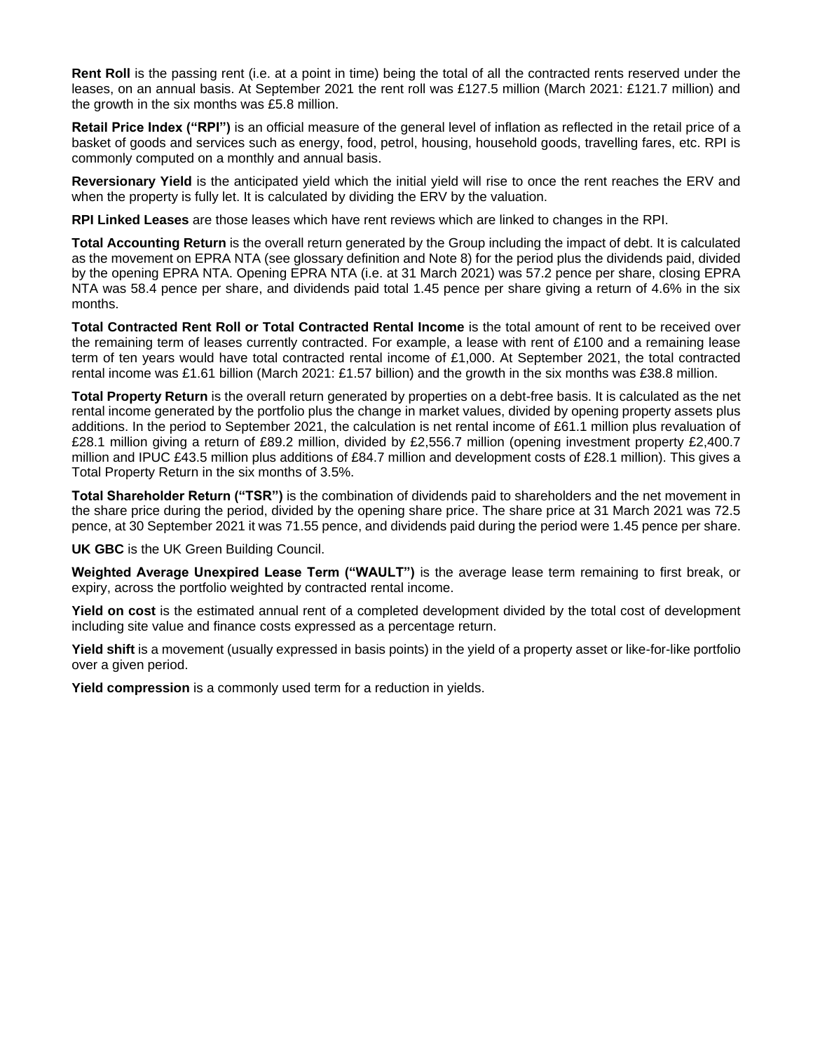**Rent Roll** is the passing rent (i.e. at a point in time) being the total of all the contracted rents reserved under the leases, on an annual basis. At September 2021 the rent roll was £127.5 million (March 2021: £121.7 million) and the growth in the six months was £5.8 million.

**Retail Price Index ("RPI")** is an official measure of the general level of inflation as reflected in the retail price of a basket of goods and services such as energy, food, petrol, housing, household goods, travelling fares, etc. RPI is commonly computed on a monthly and annual basis.

**Reversionary Yield** is the anticipated yield which the initial yield will rise to once the rent reaches the ERV and when the property is fully let. It is calculated by dividing the ERV by the valuation.

**RPI Linked Leases** are those leases which have rent reviews which are linked to changes in the RPI.

**Total Accounting Return** is the overall return generated by the Group including the impact of debt. It is calculated as the movement on EPRA NTA (see glossary definition and Note 8) for the period plus the dividends paid, divided by the opening EPRA NTA. Opening EPRA NTA (i.e. at 31 March 2021) was 57.2 pence per share, closing EPRA NTA was 58.4 pence per share, and dividends paid total 1.45 pence per share giving a return of 4.6% in the six months.

**Total Contracted Rent Roll or Total Contracted Rental Income** is the total amount of rent to be received over the remaining term of leases currently contracted. For example, a lease with rent of £100 and a remaining lease term of ten years would have total contracted rental income of £1,000. At September 2021, the total contracted rental income was £1.61 billion (March 2021: £1.57 billion) and the growth in the six months was £38.8 million.

**Total Property Return** is the overall return generated by properties on a debt-free basis. It is calculated as the net rental income generated by the portfolio plus the change in market values, divided by opening property assets plus additions. In the period to September 2021, the calculation is net rental income of £61.1 million plus revaluation of £28.1 million giving a return of £89.2 million, divided by £2,556.7 million (opening investment property £2,400.7 million and IPUC £43.5 million plus additions of £84.7 million and development costs of £28.1 million). This gives a Total Property Return in the six months of 3.5%.

**Total Shareholder Return ("TSR")** is the combination of dividends paid to shareholders and the net movement in the share price during the period, divided by the opening share price. The share price at 31 March 2021 was 72.5 pence, at 30 September 2021 it was 71.55 pence, and dividends paid during the period were 1.45 pence per share.

**UK GBC** is the UK Green Building Council.

**Weighted Average Unexpired Lease Term ("WAULT")** is the average lease term remaining to first break, or expiry, across the portfolio weighted by contracted rental income.

**Yield on cost** is the estimated annual rent of a completed development divided by the total cost of development including site value and finance costs expressed as a percentage return.

**Yield shift** is a movement (usually expressed in basis points) in the yield of a property asset or like-for-like portfolio over a given period.

**Yield compression** is a commonly used term for a reduction in yields.